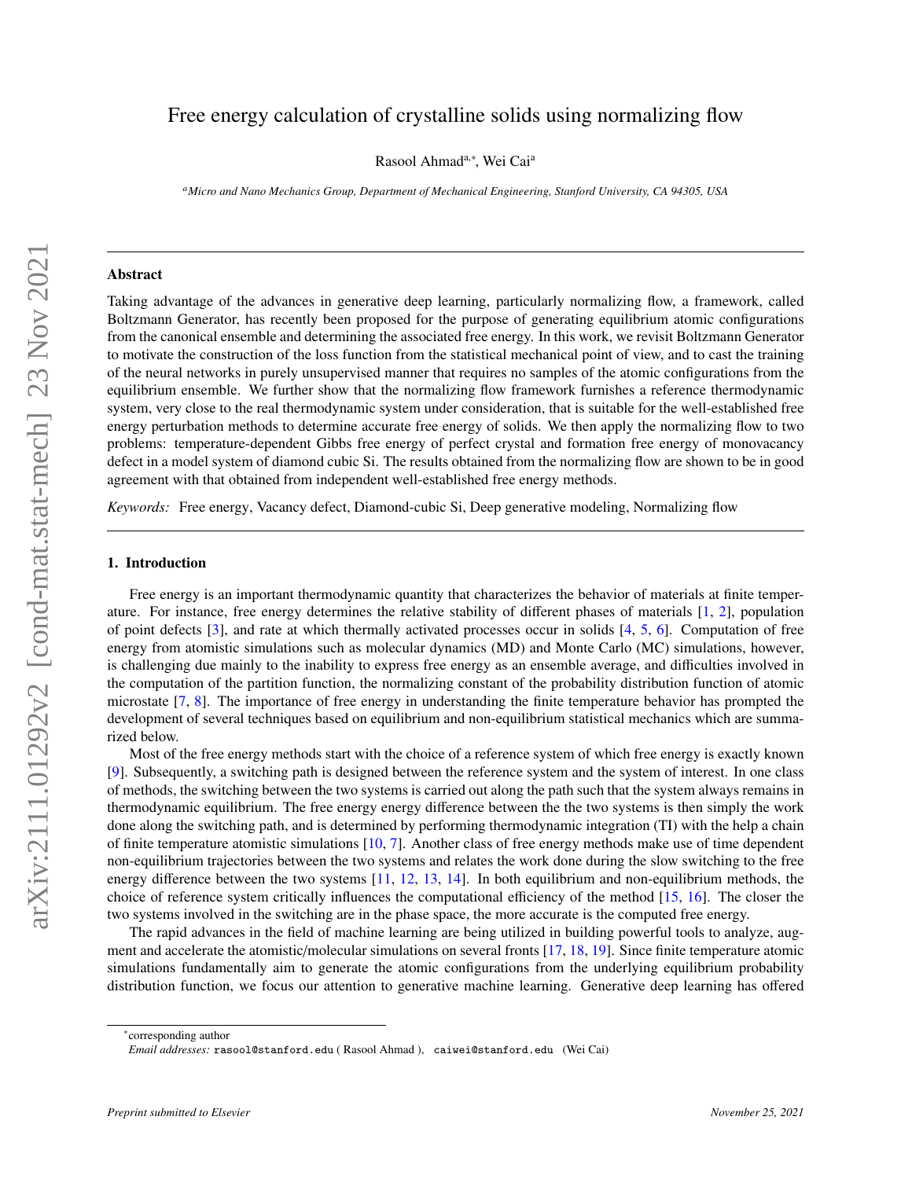# Free energy calculation of crystalline solids using normalizing flow

Rasool Ahmad[a,*], Wei Cai[a]

[a]*Micro and Nano Mechanics Group, Department of Mechanical Engineering, Stanford University, CA 94305, USA*

---

## Abstract

Taking advantage of the advances in generative deep learning, particularly normalizing flow, a framework, called Boltzmann Generator, has recently been proposed for the purpose of generating equilibrium atomic configurations from the canonical ensemble and determining the associated free energy. In this work, we revisit Boltzmann Generator to motivate the construction of the loss function from the statistical mechanical point of view, and to cast the training of the neural networks in purely unsupervised manner that requires no samples of the atomic configurations from the equilibrium ensemble. We further show that the normalizing flow framework furnishes a reference thermodynamic system, very close to the real thermodynamic system under consideration, that is suitable for the well-established free energy perturbation methods to determine accurate free energy of solids. We then apply the normalizing flow to two problems: temperature-dependent Gibbs free energy of perfect crystal and formation free energy of monovacancy defect in a model system of diamond cubic Si. The results obtained from the normalizing flow are shown to be in good agreement with that obtained from independent well-established free energy methods.

*Keywords:* Free energy, Vacancy defect, Diamond-cubic Si, Deep generative modeling, Normalizing flow

---

## 1. Introduction

Free energy is an important thermodynamic quantity that characterizes the behavior of materials at finite temperature. For instance, free energy determines the relative stability of different phases of materials [1, 2], population of point defects [3], and rate at which thermally activated processes occur in solids [4, 5, 6]. Computation of free energy from atomistic simulations such as molecular dynamics (MD) and Monte Carlo (MC) simulations, however, is challenging due mainly to the inability to express free energy as an ensemble average, and difficulties involved in the computation of the partition function, the normalizing constant of the probability distribution function of atomic microstate [7, 8]. The importance of free energy in understanding the finite temperature behavior has prompted the development of several techniques based on equilibrium and non-equilibrium statistical mechanics which are summarized below.

Most of the free energy methods start with the choice of a reference system of which free energy is exactly known [9]. Subsequently, a switching path is designed between the reference system and the system of interest. In one class of methods, the switching between the two systems is carried out along the path such that the system always remains in thermodynamic equilibrium. The free energy energy difference between the the two systems is then simply the work done along the switching path, and is determined by performing thermodynamic integration (TI) with the help a chain of finite temperature atomistic simulations [10, 7]. Another class of free energy methods make use of time dependent non-equilibrium trajectories between the two systems and relates the work done during the slow switching to the free energy difference between the two systems [11, 12, 13, 14]. In both equilibrium and non-equilibrium methods, the choice of reference system critically influences the computational efficiency of the method [15, 16]. The closer the two systems involved in the switching are in the phase space, the more accurate is the computed free energy.

The rapid advances in the field of machine learning are being utilized in building powerful tools to analyze, augment and accelerate the atomistic/molecular simulations on several fronts [17, 18, 19]. Since finite temperature atomic simulations fundamentally aim to generate the atomic configurations from the underlying equilibrium probability distribution function, we focus our attention to generative machine learning. Generative deep learning has offered

---

*corresponding author

*Email addresses:* rasool@stanford.edu ( Rasool Ahmad ), caiwei@stanford.edu (Wei Cai)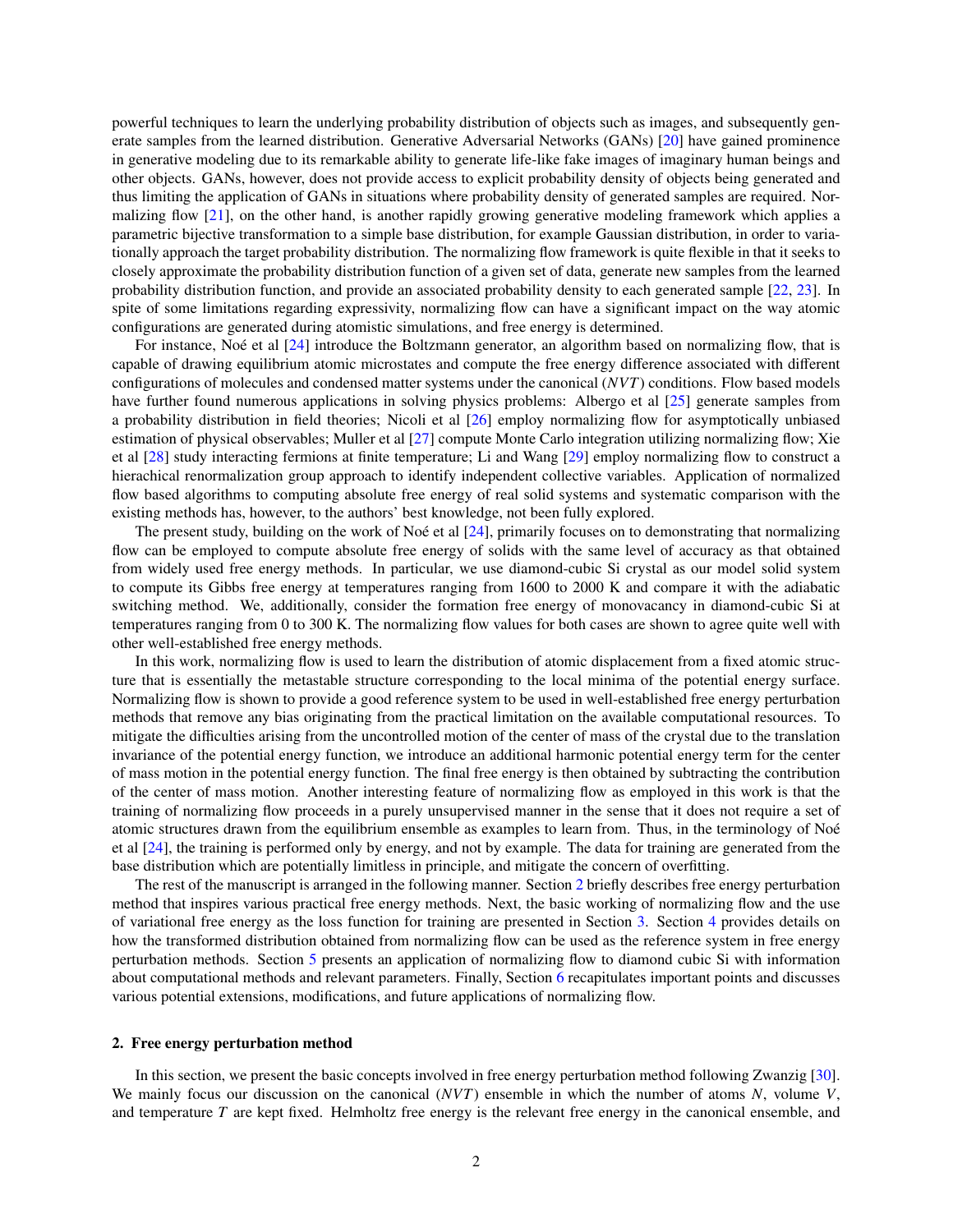powerful techniques to learn the underlying probability distribution of objects such as images, and subsequently generate samples from the learned distribution. Generative Adversarial Networks (GANs) [20] have gained prominence in generative modeling due to its remarkable ability to generate life-like fake images of imaginary human beings and other objects. GANs, however, does not provide access to explicit probability density of objects being generated and thus limiting the application of GANs in situations where probability density of generated samples are required. Normalizing flow [21], on the other hand, is another rapidly growing generative modeling framework which applies a parametric bijective transformation to a simple base distribution, for example Gaussian distribution, in order to variationally approach the target probability distribution. The normalizing flow framework is quite flexible in that it seeks to closely approximate the probability distribution function of a given set of data, generate new samples from the learned probability distribution function, and provide an associated probability density to each generated sample [22, 23]. In spite of some limitations regarding expressivity, normalizing flow can have a significant impact on the way atomic configurations are generated during atomistic simulations, and free energy is determined.

For instance, Noé et al [24] introduce the Boltzmann generator, an algorithm based on normalizing flow, that is capable of drawing equilibrium atomic microstates and compute the free energy difference associated with different configurations of molecules and condensed matter systems under the canonical ($NVT$) conditions. Flow based models have further found numerous applications in solving physics problems: Albergo et al [25] generate samples from a probability distribution in field theories; Nicoli et al [26] employ normalizing flow for asymptotically unbiased estimation of physical observables; Muller et al [27] compute Monte Carlo integration utilizing normalizing flow; Xie et al [28] study interacting fermions at finite temperature; Li and Wang [29] employ normalizing flow to construct a hierachical renormalization group approach to identify independent collective variables. Application of normalized flow based algorithms to computing absolute free energy of real solid systems and systematic comparison with the existing methods has, however, to the authors' best knowledge, not been fully explored.

The present study, building on the work of Noé et al [24], primarily focuses on to demonstrating that normalizing flow can be employed to compute absolute free energy of solids with the same level of accuracy as that obtained from widely used free energy methods. In particular, we use diamond-cubic Si crystal as our model solid system to compute its Gibbs free energy at temperatures ranging from 1600 to 2000 K and compare it with the adiabatic switching method. We, additionally, consider the formation free energy of monovacancy in diamond-cubic Si at temperatures ranging from 0 to 300 K. The normalizing flow values for both cases are shown to agree quite well with other well-established free energy methods.

In this work, normalizing flow is used to learn the distribution of atomic displacement from a fixed atomic structure that is essentially the metastable structure corresponding to the local minima of the potential energy surface. Normalizing flow is shown to provide a good reference system to be used in well-established free energy perturbation methods that remove any bias originating from the practical limitation on the available computational resources. To mitigate the difficulties arising from the uncontrolled motion of the center of mass of the crystal due to the translation invariance of the potential energy function, we introduce an additional harmonic potential energy term for the center of mass motion in the potential energy function. The final free energy is then obtained by subtracting the contribution of the center of mass motion. Another interesting feature of normalizing flow as employed in this work is that the training of normalizing flow proceeds in a purely unsupervised manner in the sense that it does not require a set of atomic structures drawn from the equilibrium ensemble as examples to learn from. Thus, in the terminology of Noé et al [24], the training is performed only by energy, and not by example. The data for training are generated from the base distribution which are potentially limitless in principle, and mitigate the concern of overfitting.

The rest of the manuscript is arranged in the following manner. Section 2 briefly describes free energy perturbation method that inspires various practical free energy methods. Next, the basic working of normalizing flow and the use of variational free energy as the loss function for training are presented in Section 3. Section 4 provides details on how the transformed distribution obtained from normalizing flow can be used as the reference system in free energy perturbation methods. Section 5 presents an application of normalizing flow to diamond cubic Si with information about computational methods and relevant parameters. Finally, Section 6 recapitulates important points and discusses various potential extensions, modifications, and future applications of normalizing flow.

## 2. Free energy perturbation method

In this section, we present the basic concepts involved in free energy perturbation method following Zwanzig [30]. We mainly focus our discussion on the canonical ($NVT$) ensemble in which the number of atoms $N$, volume $V$, and temperature $T$ are kept fixed. Helmholtz free energy is the relevant free energy in the canonical ensemble, and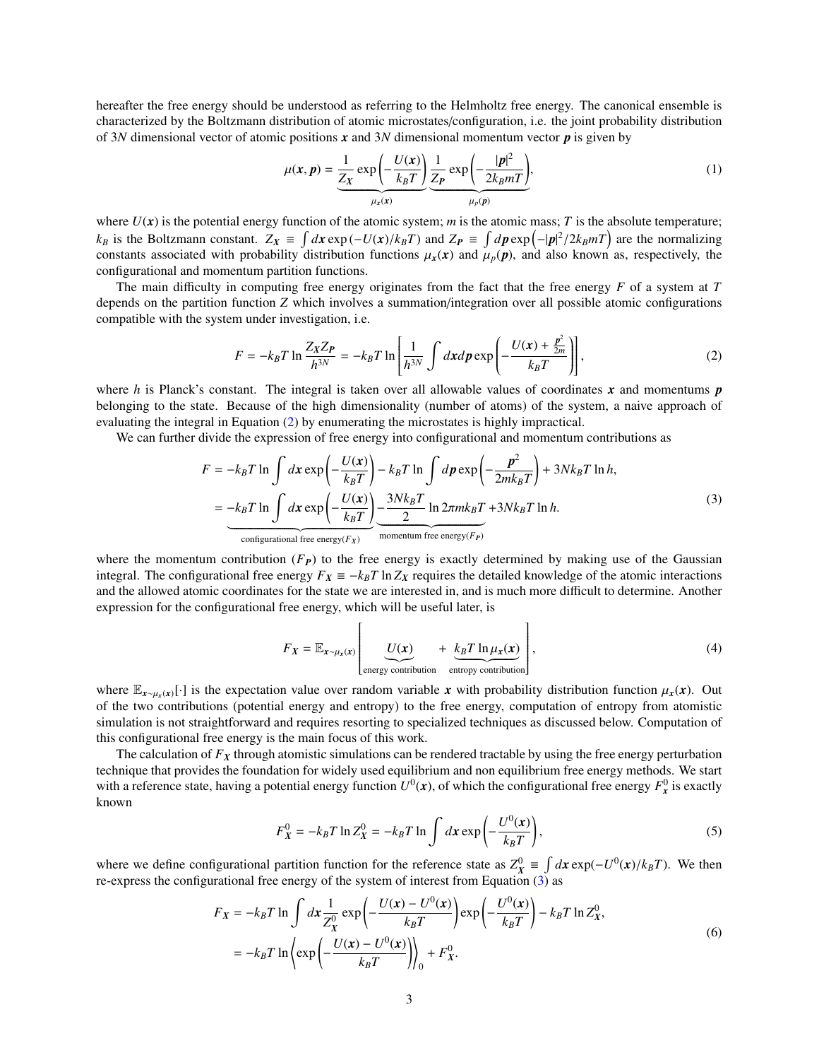hereafter the free energy should be understood as referring to the Helmholtz free energy. The canonical ensemble is characterized by the Boltzmann distribution of atomic microstates/configuration, i.e. the joint probability distribution of $3N$ dimensional vector of atomic positions $\boldsymbol{x}$ and $3N$ dimensional momentum vector $\boldsymbol{p}$ is given by

$$\mu(\boldsymbol{x}, \boldsymbol{p}) = \underbrace{\frac{1}{Z_{\boldsymbol{X}}} \exp\left(-\frac{U(\boldsymbol{x})}{k_B T}\right)}_{\mu_x(\boldsymbol{x})} \underbrace{\frac{1}{Z_{\boldsymbol{P}}} \exp\left(-\frac{|\boldsymbol{p}|^2}{2 k_B m T}\right)}_{\mu_p(\boldsymbol{p})}, \tag{1}$$

where $U(\boldsymbol{x})$ is the potential energy function of the atomic system; $m$ is the atomic mass; $T$ is the absolute temperature; $k_B$ is the Boltzmann constant. $Z_{\boldsymbol{X}} \equiv \int d\boldsymbol{x} \exp\left(-U(\boldsymbol{x})/k_B T\right)$ and $Z_{\boldsymbol{P}} \equiv \int d\boldsymbol{p} \exp\left(-|\boldsymbol{p}|^2/2 k_B m T\right)$ are the normalizing constants associated with probability distribution functions $\mu_x(\boldsymbol{x})$ and $\mu_p(\boldsymbol{p})$, and also known as, respectively, the configurational and momentum partition functions.

The main difficulty in computing free energy originates from the fact that the free energy $F$ of a system at $T$ depends on the partition function $Z$ which involves a summation/integration over all possible atomic configurations compatible with the system under investigation, i.e.

$$F = -k_B T \ln \frac{Z_{\boldsymbol{X}} Z_{\boldsymbol{P}}}{h^{3N}} = -k_B T \ln \left[\frac{1}{h^{3N}} \int d\boldsymbol{x} d\boldsymbol{p} \exp\left(-\frac{U(\boldsymbol{x}) + \frac{p^2}{2m}}{k_B T}\right)\right], \tag{2}$$

where $h$ is Planck's constant. The integral is taken over all allowable values of coordinates $\boldsymbol{x}$ and momentums $\boldsymbol{p}$ belonging to the state. Because of the high dimensionality (number of atoms) of the system, a naive approach of evaluating the integral in Equation (2) by enumerating the microstates is highly impractical.

We can further divide the expression of free energy into configurational and momentum contributions as

$$\begin{aligned}
F &= -k_B T \ln \int d\boldsymbol{x} \exp\left(-\frac{U(\boldsymbol{x})}{k_B T}\right) - k_B T \ln \int d\boldsymbol{p} \exp\left(-\frac{\boldsymbol{p}^2}{2 m k_B T}\right) + 3N k_B T \ln h, \\
&= \underbrace{-k_B T \ln \int d\boldsymbol{x} \exp\left(-\frac{U(\boldsymbol{x})}{k_B T}\right)}_{\text{configurational free energy}(F_{\boldsymbol{X}})} \underbrace{- \frac{3N k_B T}{2} \ln 2\pi m k_B T}_{\text{momentum free energy}(F_{\boldsymbol{P}})} + 3N k_B T \ln h.
\end{aligned} \tag{3}$$

where the momentum contribution ($F_{\boldsymbol{P}}$) to the free energy is exactly determined by making use of the Gaussian integral. The configurational free energy $F_{\boldsymbol{X}} \equiv -k_B T \ln Z_{\boldsymbol{X}}$ requires the detailed knowledge of the atomic interactions and the allowed atomic coordinates for the state we are interested in, and is much more difficult to determine. Another expression for the configurational free energy, which will be useful later, is

$$F_{\boldsymbol{X}} = \mathbb{E}_{\boldsymbol{x} \sim \mu_x(\boldsymbol{x})} \left[ \underbrace{U(\boldsymbol{x})}_{\text{energy contribution}} + \underbrace{k_B T \ln \mu_x(\boldsymbol{x})}_{\text{entropy contribution}} \right], \tag{4}$$

where $\mathbb{E}_{\boldsymbol{x} \sim \mu_x(\boldsymbol{x})}[\cdot]$ is the expectation value over random variable $\boldsymbol{x}$ with probability distribution function $\mu_x(\boldsymbol{x})$. Out of the two contributions (potential energy and entropy) to the free energy, computation of entropy from atomistic simulation is not straightforward and requires resorting to specialized techniques as discussed below. Computation of this configurational free energy is the main focus of this work.

The calculation of $F_{\boldsymbol{X}}$ through atomistic simulations can be rendered tractable by using the free energy perturbation technique that provides the foundation for widely used equilibrium and non equilibrium free energy methods. We start with a reference state, having a potential energy function $U^0(\boldsymbol{x})$, of which the configurational free energy $F_{\boldsymbol{x}}^0$ is exactly known

$$F_{\boldsymbol{X}}^0 = -k_B T \ln Z_{\boldsymbol{X}}^0 = -k_B T \ln \int d\boldsymbol{x} \exp\left(-\frac{U^0(\boldsymbol{x})}{k_B T}\right), \tag{5}$$

where we define configurational partition function for the reference state as $Z_{\boldsymbol{X}}^0 \equiv \int d\boldsymbol{x} \exp(-U^0(\boldsymbol{x})/k_B T)$. We then re-express the configurational free energy of the system of interest from Equation (3) as

$$\begin{aligned}
F_{\boldsymbol{X}} &= -k_B T \ln \int d\boldsymbol{x} \frac{1}{Z_{\boldsymbol{X}}^0} \exp\left(-\frac{U(\boldsymbol{x}) - U^0(\boldsymbol{x})}{k_B T}\right) \exp\left(-\frac{U^0(\boldsymbol{x})}{k_B T}\right) - k_B T \ln Z_{\boldsymbol{X}}^0, \\
&= -k_B T \ln \left\langle \exp\left(-\frac{U(\boldsymbol{x}) - U^0(\boldsymbol{x})}{k_B T}\right) \right\rangle_0 + F_{\boldsymbol{X}}^0.
\end{aligned} \tag{6}$$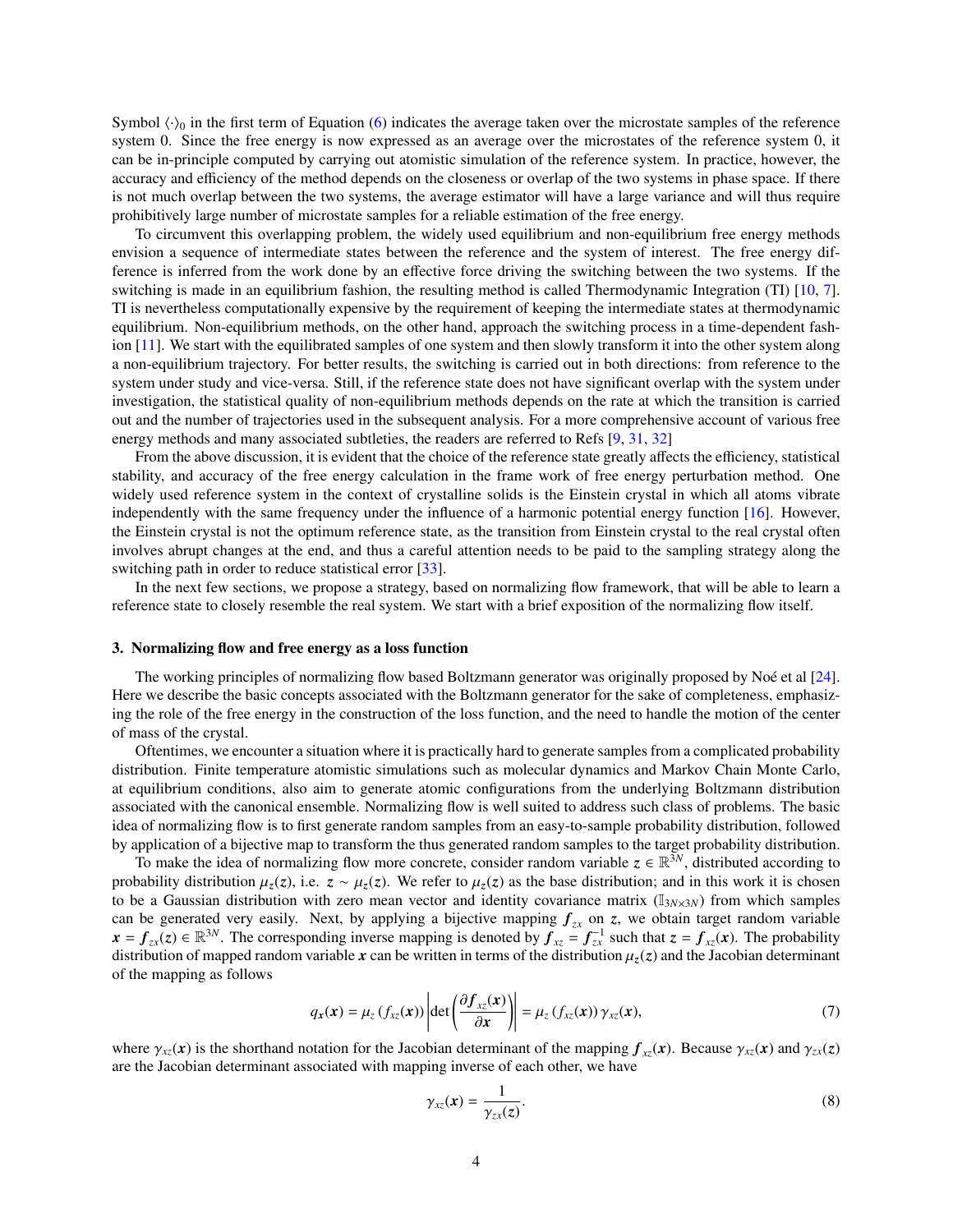Symbol $\langle \cdot \rangle_0$ in the first term of Equation (6) indicates the average taken over the microstate samples of the reference system 0. Since the free energy is now expressed as an average over the microstates of the reference system 0, it can be in-principle computed by carrying out atomistic simulation of the reference system. In practice, however, the accuracy and efficiency of the method depends on the closeness or overlap of the two systems in phase space. If there is not much overlap between the two systems, the average estimator will have a large variance and will thus require prohibitively large number of microstate samples for a reliable estimation of the free energy.

To circumvent this overlapping problem, the widely used equilibrium and non-equilibrium free energy methods envision a sequence of intermediate states between the reference and the system of interest. The free energy difference is inferred from the work done by an effective force driving the switching between the two systems. If the switching is made in an equilibrium fashion, the resulting method is called Thermodynamic Integration (TI) [10, 7]. TI is nevertheless computationally expensive by the requirement of keeping the intermediate states at thermodynamic equilibrium. Non-equilibrium methods, on the other hand, approach the switching process in a time-dependent fashion [11]. We start with the equilibrated samples of one system and then slowly transform it into the other system along a non-equilibrium trajectory. For better results, the switching is carried out in both directions: from reference to the system under study and vice-versa. Still, if the reference state does not have significant overlap with the system under investigation, the statistical quality of non-equilibrium methods depends on the rate at which the transition is carried out and the number of trajectories used in the subsequent analysis. For a more comprehensive account of various free energy methods and many associated subtleties, the readers are referred to Refs [9, 31, 32]

From the above discussion, it is evident that the choice of the reference state greatly affects the efficiency, statistical stability, and accuracy of the free energy calculation in the frame work of free energy perturbation method. One widely used reference system in the context of crystalline solids is the Einstein crystal in which all atoms vibrate independently with the same frequency under the influence of a harmonic potential energy function [16]. However, the Einstein crystal is not the optimum reference state, as the transition from Einstein crystal to the real crystal often involves abrupt changes at the end, and thus a careful attention needs to be paid to the sampling strategy along the switching path in order to reduce statistical error [33].

In the next few sections, we propose a strategy, based on normalizing flow framework, that will be able to learn a reference state to closely resemble the real system. We start with a brief exposition of the normalizing flow itself.

## 3. Normalizing flow and free energy as a loss function

The working principles of normalizing flow based Boltzmann generator was originally proposed by Noé et al [24]. Here we describe the basic concepts associated with the Boltzmann generator for the sake of completeness, emphasizing the role of the free energy in the construction of the loss function, and the need to handle the motion of the center of mass of the crystal.

Oftentimes, we encounter a situation where it is practically hard to generate samples from a complicated probability distribution. Finite temperature atomistic simulations such as molecular dynamics and Markov Chain Monte Carlo, at equilibrium conditions, also aim to generate atomic configurations from the underlying Boltzmann distribution associated with the canonical ensemble. Normalizing flow is well suited to address such class of problems. The basic idea of normalizing flow is to first generate random samples from an easy-to-sample probability distribution, followed by application of a bijective map to transform the thus generated random samples to the target probability distribution.

To make the idea of normalizing flow more concrete, consider random variable $z \in \mathbb{R}^{3N}$, distributed according to probability distribution $\mu_z(z)$, i.e. $z \sim \mu_z(z)$. We refer to $\mu_z(z)$ as the base distribution; and in this work it is chosen to be a Gaussian distribution with zero mean vector and identity covariance matrix ($\mathbb{I}_{3N\times 3N}$) from which samples can be generated very easily. Next, by applying a bijective mapping $\boldsymbol{f}_{zx}$ on $\boldsymbol{z}$, we obtain target random variable $\boldsymbol{x} = \boldsymbol{f}_{zx}(\boldsymbol{z}) \in \mathbb{R}^{3N}$. The corresponding inverse mapping is denoted by $\boldsymbol{f}_{xz} = \boldsymbol{f}_{zx}^{-1}$ such that $\boldsymbol{z} = \boldsymbol{f}_{xz}(\boldsymbol{x})$. The probability distribution of mapped random variable $\boldsymbol{x}$ can be written in terms of the distribution $\mu_z(z)$ and the Jacobian determinant of the mapping as follows

$$q_{\boldsymbol{x}}(\boldsymbol{x}) = \mu_z\left(f_{xz}(\boldsymbol{x})\right) \left| \det\left( \frac{\partial \boldsymbol{f}_{xz}(\boldsymbol{x})}{\partial \boldsymbol{x}} \right) \right| = \mu_z\left(f_{xz}(\boldsymbol{x})\right) \gamma_{xz}(\boldsymbol{x}), \tag{7}$$

where $\gamma_{xz}(\boldsymbol{x})$ is the shorthand notation for the Jacobian determinant of the mapping $\boldsymbol{f}_{xz}(\boldsymbol{x})$. Because $\gamma_{xz}(\boldsymbol{x})$ and $\gamma_{zx}(\boldsymbol{z})$ are the Jacobian determinant associated with mapping inverse of each other, we have

$$\gamma_{xz}(\boldsymbol{x}) = \frac{1}{\gamma_{zx}(\boldsymbol{z})}. \tag{8}$$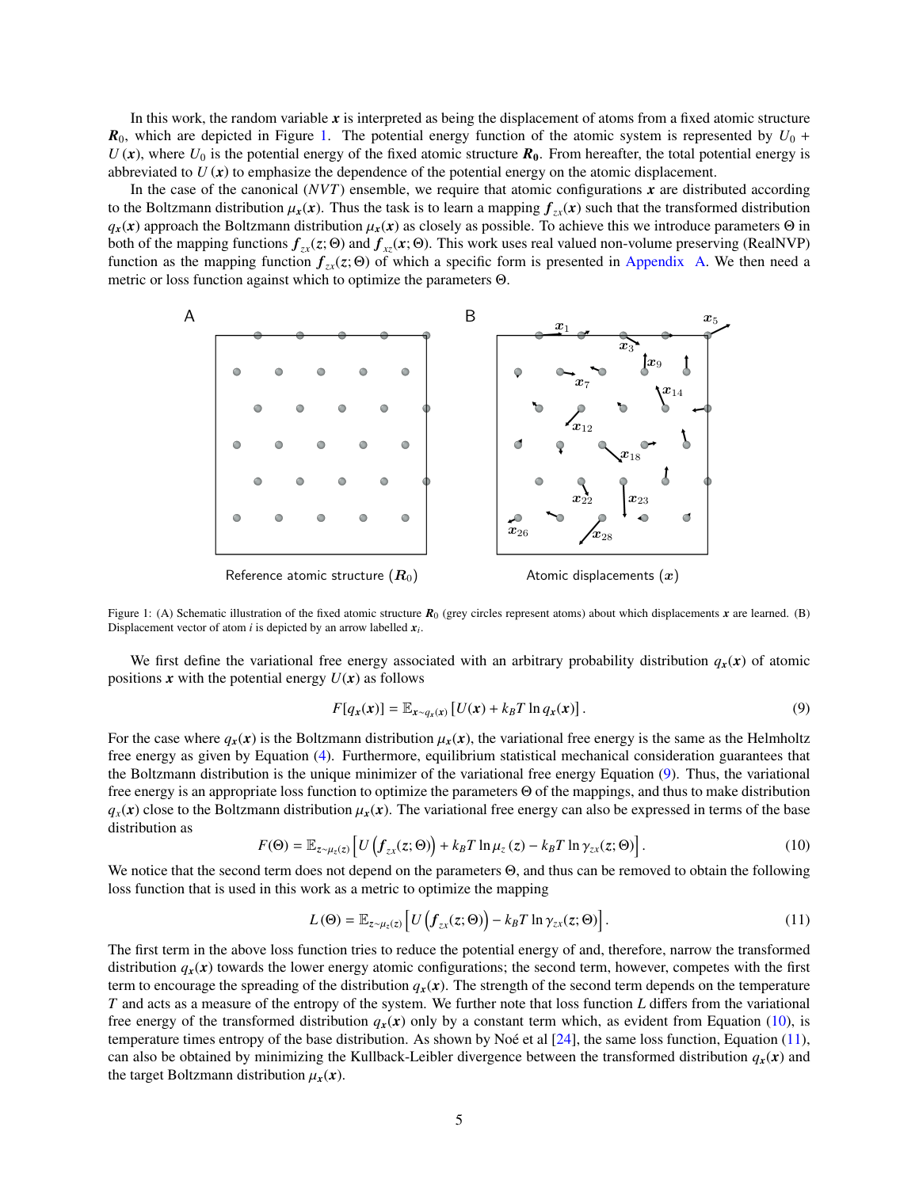In this work, the random variable $\boldsymbol{x}$ is interpreted as being the displacement of atoms from a fixed atomic structure $\boldsymbol{R}_0$, which are depicted in Figure 1. The potential energy function of the atomic system is represented by $U_0 + U(\boldsymbol{x})$, where $U_0$ is the potential energy of the fixed atomic structure $\boldsymbol{R_0}$. From hereafter, the total potential energy is abbreviated to $U(\boldsymbol{x})$ to emphasize the dependence of the potential energy on the atomic displacement.

In the case of the canonical ($NVT$) ensemble, we require that atomic configurations $\boldsymbol{x}$ are distributed according to the Boltzmann distribution $\mu_{\boldsymbol{x}}(\boldsymbol{x})$. Thus the task is to learn a mapping $\boldsymbol{f}_{zx}(\boldsymbol{x})$ such that the transformed distribution $q_{\boldsymbol{x}}(\boldsymbol{x})$ approach the Boltzmann distribution $\mu_{\boldsymbol{x}}(\boldsymbol{x})$ as closely as possible. To achieve this we introduce parameters $\Theta$ in both of the mapping functions $\boldsymbol{f}_{zx}(\boldsymbol{z};\Theta)$ and $\boldsymbol{f}_{xz}(\boldsymbol{x};\Theta)$. This work uses real valued non-volume preserving (RealNVP) function as the mapping function $\boldsymbol{f}_{zx}(\boldsymbol{z};\Theta)$ of which a specific form is presented in Appendix A. We then need a metric or loss function against which to optimize the parameters $\Theta$.

Figure 1: (A) Schematic illustration of the fixed atomic structure $\boldsymbol{R}_0$ (grey circles represent atoms) about which displacements $\boldsymbol{x}$ are learned. (B) Displacement vector of atom $i$ is depicted by an arrow labelled $\boldsymbol{x}_i$.

We first define the variational free energy associated with an arbitrary probability distribution $q_{\boldsymbol{x}}(\boldsymbol{x})$ of atomic positions $\boldsymbol{x}$ with the potential energy $U(\boldsymbol{x})$ as follows

$$F[q_{\boldsymbol{x}}(\boldsymbol{x})] = \mathbb{E}_{\boldsymbol{x}\sim q_{\boldsymbol{x}}(\boldsymbol{x})}\left[U(\boldsymbol{x}) + k_B T \ln q_{\boldsymbol{x}}(\boldsymbol{x})\right]. \tag{9}$$

For the case where $q_{\boldsymbol{x}}(\boldsymbol{x})$ is the Boltzmann distribution $\mu_{\boldsymbol{x}}(\boldsymbol{x})$, the variational free energy is the same as the Helmholtz free energy as given by Equation (4). Furthermore, equilibrium statistical mechanical consideration guarantees that the Boltzmann distribution is the unique minimizer of the variational free energy Equation (9). Thus, the variational free energy is an appropriate loss function to optimize the parameters $\Theta$ of the mappings, and thus to make distribution $q_x(\boldsymbol{x})$ close to the Boltzmann distribution $\mu_{\boldsymbol{x}}(\boldsymbol{x})$. The variational free energy can also be expressed in terms of the base distribution as

$$F(\Theta) = \mathbb{E}_{z\sim\mu_z(z)}\left[U\left(\boldsymbol{f}_{zx}(\boldsymbol{z};\Theta)\right) + k_B T \ln \mu_z(z) - k_B T \ln \gamma_{zx}(\boldsymbol{z};\Theta)\right]. \tag{10}$$

We notice that the second term does not depend on the parameters $\Theta$, and thus can be removed to obtain the following loss function that is used in this work as a metric to optimize the mapping

$$L(\Theta) = \mathbb{E}_{z\sim\mu_z(z)}\left[U\left(\boldsymbol{f}_{zx}(\boldsymbol{z};\Theta)\right) - k_B T \ln \gamma_{zx}(\boldsymbol{z};\Theta)\right]. \tag{11}$$

The first term in the above loss function tries to reduce the potential energy of and, therefore, narrow the transformed distribution $q_{\boldsymbol{x}}(\boldsymbol{x})$ towards the lower energy atomic configurations; the second term, however, competes with the first term to encourage the spreading of the distribution $q_{\boldsymbol{x}}(\boldsymbol{x})$. The strength of the second term depends on the temperature $T$ and acts as a measure of the entropy of the system. We further note that loss function $L$ differs from the variational free energy of the transformed distribution $q_{\boldsymbol{x}}(\boldsymbol{x})$ only by a constant term which, as evident from Equation (10), is temperature times entropy of the base distribution. As shown by Noé et al [24], the same loss function, Equation (11), can also be obtained by minimizing the Kullback-Leibler divergence between the transformed distribution $q_{\boldsymbol{x}}(\boldsymbol{x})$ and the target Boltzmann distribution $\mu_{\boldsymbol{x}}(\boldsymbol{x})$.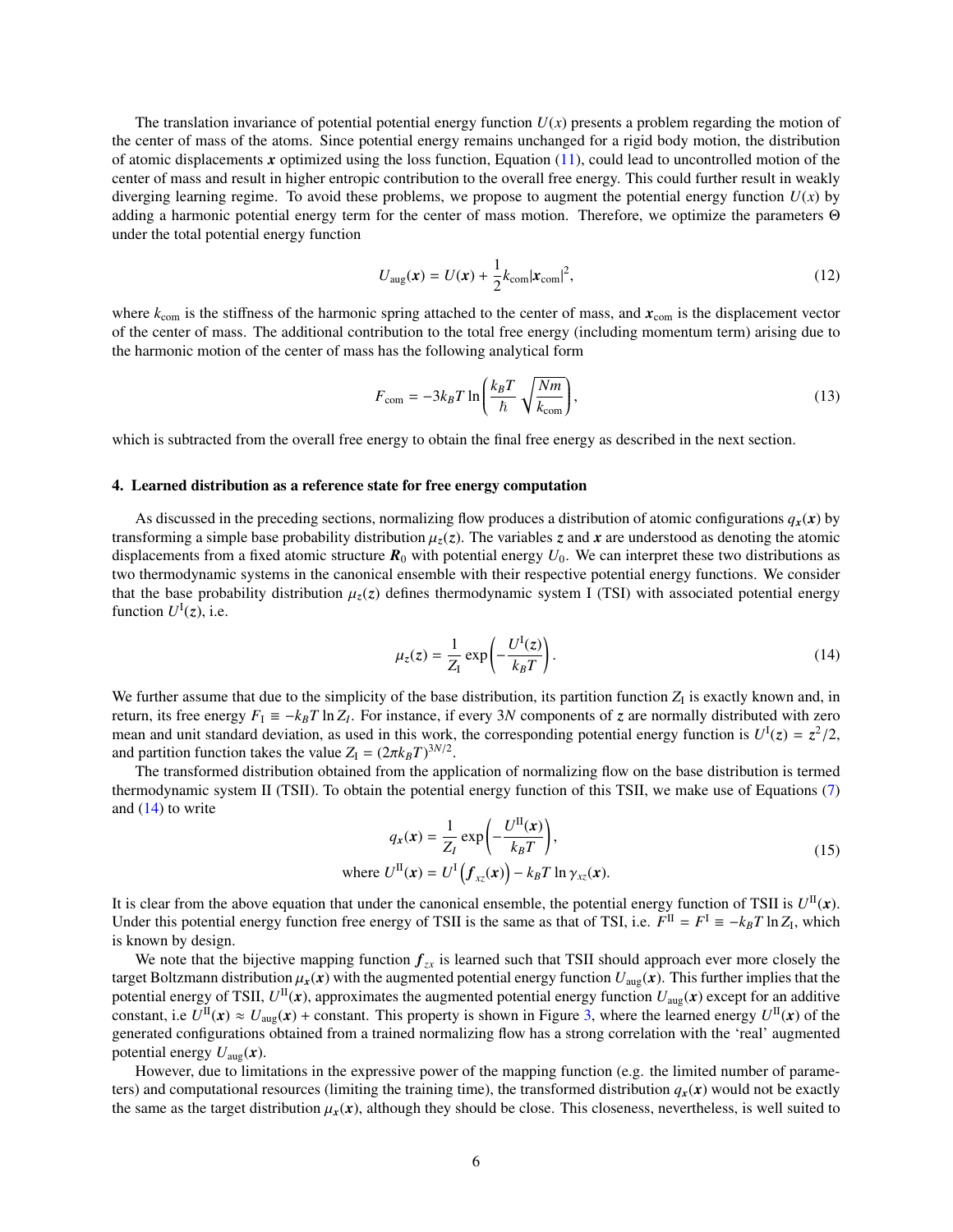The translation invariance of potential potential energy function $U(x)$ presents a problem regarding the motion of the center of mass of the atoms. Since potential energy remains unchanged for a rigid body motion, the distribution of atomic displacements $\boldsymbol{x}$ optimized using the loss function, Equation (11), could lead to uncontrolled motion of the center of mass and result in higher entropic contribution to the overall free energy. This could further result in weakly diverging learning regime. To avoid these problems, we propose to augment the potential energy function $U(x)$ by adding a harmonic potential energy term for the center of mass motion. Therefore, we optimize the parameters $\Theta$ under the total potential energy function

$$U_{\text{aug}}(\boldsymbol{x}) = U(\boldsymbol{x}) + \frac{1}{2} k_{\text{com}} |\boldsymbol{x}_{\text{com}}|^2, \tag{12}$$

where $k_{\text{com}}$ is the stiffness of the harmonic spring attached to the center of mass, and $\boldsymbol{x}_{\text{com}}$ is the displacement vector of the center of mass. The additional contribution to the total free energy (including momentum term) arising due to the harmonic motion of the center of mass has the following analytical form

$$F_{\text{com}} = -3k_B T \ln\left(\frac{k_B T}{\hbar} \sqrt{\frac{Nm}{k_{\text{com}}}}\right), \tag{13}$$

which is subtracted from the overall free energy to obtain the final free energy as described in the next section.

## 4. Learned distribution as a reference state for free energy computation

As discussed in the preceding sections, normalizing flow produces a distribution of atomic configurations $q_{\boldsymbol{x}}(\boldsymbol{x})$ by transforming a simple base probability distribution $\mu_z(z)$. The variables $\boldsymbol{z}$ and $\boldsymbol{x}$ are understood as denoting the atomic displacements from a fixed atomic structure $\boldsymbol{R}_0$ with potential energy $U_0$. We can interpret these two distributions as two thermodynamic systems in the canonical ensemble with their respective potential energy functions. We consider that the base probability distribution $\mu_z(z)$ defines thermodynamic system I (TSI) with associated potential energy function $U^{\text{I}}(z)$, i.e.

$$\mu_z(z) = \frac{1}{Z_{\text{I}}} \exp\left(-\frac{U^{\text{I}}(z)}{k_B T}\right). \tag{14}$$

We further assume that due to the simplicity of the base distribution, its partition function $Z_{\text{I}}$ is exactly known and, in return, its free energy $F_{\text{I}} \equiv -k_B T \ln Z_I$. For instance, if every $3N$ components of $\boldsymbol{z}$ are normally distributed with zero mean and unit standard deviation, as used in this work, the corresponding potential energy function is $U^{\text{I}}(z) = z^2/2$, and partition function takes the value $Z_{\text{I}} = (2\pi k_B T)^{3N/2}$.

The transformed distribution obtained from the application of normalizing flow on the base distribution is termed thermodynamic system II (TSII). To obtain the potential energy function of this TSII, we make use of Equations (7) and (14) to write

$$\begin{aligned} q_{\boldsymbol{x}}(\boldsymbol{x}) &= \frac{1}{Z_I} \exp\left(-\frac{U^{\text{II}}(\boldsymbol{x})}{k_B T}\right), \\ \text{where } U^{\text{II}}(\boldsymbol{x}) &= U^{\text{I}}\left(\boldsymbol{f}_{xz}(\boldsymbol{x})\right) - k_B T \ln \gamma_{xz}(\boldsymbol{x}). \end{aligned} \tag{15}$$

It is clear from the above equation that under the canonical ensemble, the potential energy function of TSII is $U^{\text{II}}(\boldsymbol{x})$. Under this potential energy function free energy of TSII is the same as that of TSI, i.e. $F^{\text{II}} = F^{\text{I}} \equiv -k_B T \ln Z_{\text{I}}$, which is known by design.

We note that the bijective mapping function $\boldsymbol{f}_{zx}$ is learned such that TSII should approach ever more closely the target Boltzmann distribution $\mu_{\boldsymbol{x}}(\boldsymbol{x})$ with the augmented potential energy function $U_{\text{aug}}(\boldsymbol{x})$. This further implies that the potential energy of TSII, $U^{\text{II}}(\boldsymbol{x})$, approximates the augmented potential energy function $U_{\text{aug}}(\boldsymbol{x})$ except for an additive constant, i.e $U^{\text{II}}(\boldsymbol{x}) \approx U_{\text{aug}}(\boldsymbol{x}) + \text{constant}$. This property is shown in Figure 3, where the learned energy $U^{\text{II}}(\boldsymbol{x})$ of the generated configurations obtained from a trained normalizing flow has a strong correlation with the 'real' augmented potential energy $U_{\text{aug}}(\boldsymbol{x})$.

However, due to limitations in the expressive power of the mapping function (e.g. the limited number of parameters) and computational resources (limiting the training time), the transformed distribution $q_{\boldsymbol{x}}(\boldsymbol{x})$ would not be exactly the same as the target distribution $\mu_{\boldsymbol{x}}(\boldsymbol{x})$, although they should be close. This closeness, nevertheless, is well suited to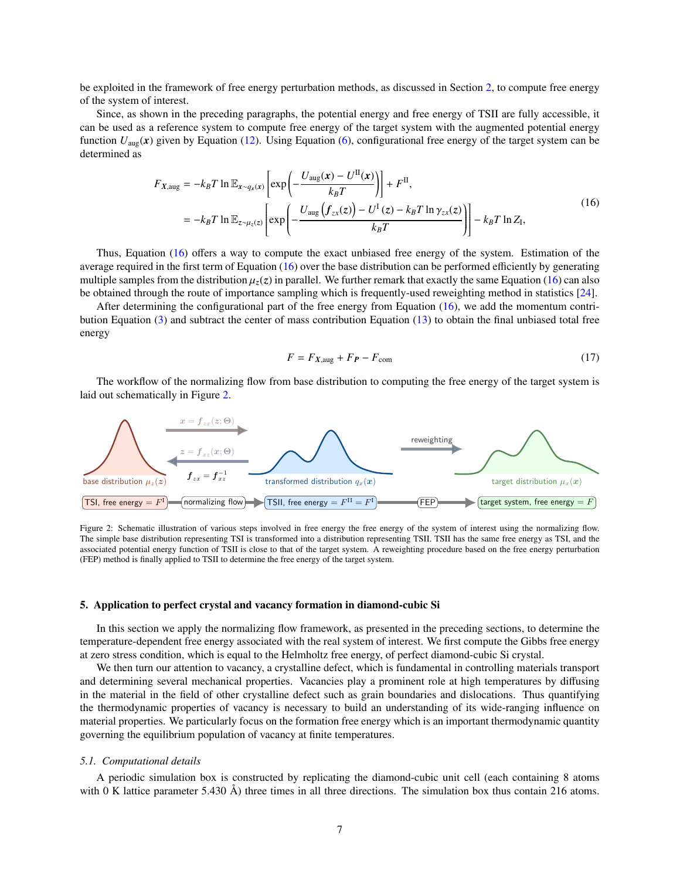be exploited in the framework of free energy perturbation methods, as discussed in Section 2, to compute free energy of the system of interest.

Since, as shown in the preceding paragraphs, the potential energy and free energy of TSII are fully accessible, it can be used as a reference system to compute free energy of the target system with the augmented potential energy function $U_{\text{aug}}(\boldsymbol{x})$ given by Equation (12). Using Equation (6), configurational free energy of the target system can be determined as

$$
\begin{aligned}
F_{\boldsymbol{X},\text{aug}} &= -k_B T \ln \mathbb{E}_{\boldsymbol{x}\sim q_x(\boldsymbol{x})}\left[\exp\left(-\frac{U_{\text{aug}}(\boldsymbol{x}) - U^{\text{II}}(\boldsymbol{x})}{k_B T}\right)\right] + F^{\text{II}}, \\
&= -k_B T \ln \mathbb{E}_{\boldsymbol{z}\sim\mu_z(\boldsymbol{z})}\left[\exp\left(-\frac{U_{\text{aug}}\left(\boldsymbol{f}_{zx}(\boldsymbol{z})\right) - U^{\text{I}}(\boldsymbol{z}) - k_B T \ln \gamma_{zx}(\boldsymbol{z})}{k_B T}\right)\right] - k_B T \ln Z_{\text{I}},
\end{aligned}
\tag{16}
$$

Thus, Equation (16) offers a way to compute the exact unbiased free energy of the system. Estimation of the average required in the first term of Equation (16) over the base distribution can be performed efficiently by generating multiple samples from the distribution $\mu_z(\boldsymbol{z})$ in parallel. We further remark that exactly the same Equation (16) can also be obtained through the route of importance sampling which is frequently-used reweighting method in statistics [24].

After determining the configurational part of the free energy from Equation (16), we add the momentum contribution Equation (3) and subtract the center of mass contribution Equation (13) to obtain the final unbiased total free energy

$$
F = F_{\boldsymbol{X},\text{aug}} + F_{\boldsymbol{P}} - F_{\text{com}} \tag{17}
$$

The workflow of the normalizing flow from base distribution to computing the free energy of the target system is laid out schematically in Figure 2.

Figure 2: Schematic illustration of various steps involved in free energy the free energy of the system of interest using the normalizing flow. The simple base distribution representing TSI is transformed into a distribution representing TSII. TSII has the same free energy as TSI, and the associated potential energy function of TSII is close to that of the target system. A reweighting procedure based on the free energy perturbation (FEP) method is finally applied to TSII to determine the free energy of the target system.

## 5. Application to perfect crystal and vacancy formation in diamond-cubic Si

In this section we apply the normalizing flow framework, as presented in the preceding sections, to determine the temperature-dependent free energy associated with the real system of interest. We first compute the Gibbs free energy at zero stress condition, which is equal to the Helmholtz free energy, of perfect diamond-cubic Si crystal.

We then turn our attention to vacancy, a crystalline defect, which is fundamental in controlling materials transport and determining several mechanical properties. Vacancies play a prominent role at high temperatures by diffusing in the field of other crystalline defect such as grain boundaries and dislocations. Thus quantifying the thermodynamic properties of vacancy is necessary to build an understanding of its wide-ranging influence on material properties. We particularly focus on the formation free energy which is an important thermodynamic quantity governing the equilibrium population of vacancy at finite temperatures.

### *5.1. Computational details*

A periodic simulation box is constructed by replicating the diamond-cubic unit cell (each containing 8 atoms with 0 K lattice parameter 5.430 Å) three times in all three directions. The simulation box thus contain 216 atoms.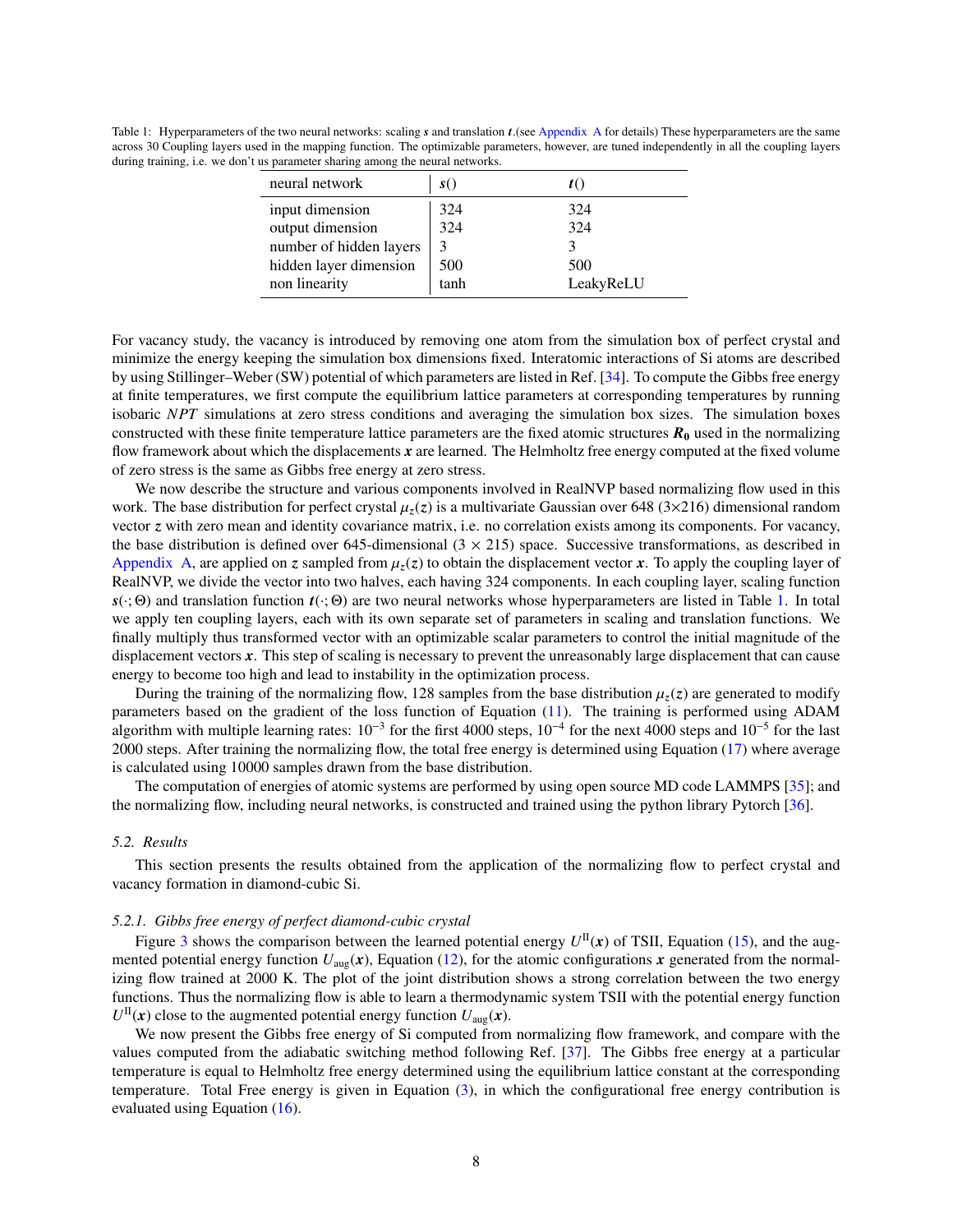Table 1: Hyperparameters of the two neural networks: scaling $\boldsymbol{s}$ and translation $\boldsymbol{t}$.(see Appendix A for details) These hyperparameters are the same across 30 Coupling layers used in the mapping function. The optimizable parameters, however, are tuned independently in all the coupling layers during training, i.e. we don't us parameter sharing among the neural networks.

| neural network | $\boldsymbol{s}()$ | $\boldsymbol{t}()$ |
|---|---|---|
| input dimension | 324 | 324 |
| output dimension | 324 | 324 |
| number of hidden layers | 3 | 3 |
| hidden layer dimension | 500 | 500 |
| non linearity | tanh | LeakyReLU |

For vacancy study, the vacancy is introduced by removing one atom from the simulation box of perfect crystal and minimize the energy keeping the simulation box dimensions fixed. Interatomic interactions of Si atoms are described by using Stillinger–Weber (SW) potential of which parameters are listed in Ref. [34]. To compute the Gibbs free energy at finite temperatures, we first compute the equilibrium lattice parameters at corresponding temperatures by running isobaric *NPT* simulations at zero stress conditions and averaging the simulation box sizes. The simulation boxes constructed with these finite temperature lattice parameters are the fixed atomic structures $\boldsymbol{R_0}$ used in the normalizing flow framework about which the displacements $\boldsymbol{x}$ are learned. The Helmholtz free energy computed at the fixed volume of zero stress is the same as Gibbs free energy at zero stress.

We now describe the structure and various components involved in RealNVP based normalizing flow used in this work. The base distribution for perfect crystal $\mu_z(\boldsymbol{z})$ is a multivariate Gaussian over 648 (3×216) dimensional random vector $\boldsymbol{z}$ with zero mean and identity covariance matrix, i.e. no correlation exists among its components. For vacancy, the base distribution is defined over 645-dimensional (3 × 215) space. Successive transformations, as described in Appendix A, are applied on $\boldsymbol{z}$ sampled from $\mu_z(\boldsymbol{z})$ to obtain the displacement vector $\boldsymbol{x}$. To apply the coupling layer of RealNVP, we divide the vector into two halves, each having 324 components. In each coupling layer, scaling function $\boldsymbol{s}(\cdot;\Theta)$ and translation function $\boldsymbol{t}(\cdot;\Theta)$ are two neural networks whose hyperparameters are listed in Table 1. In total we apply ten coupling layers, each with its own separate set of parameters in scaling and translation functions. We finally multiply thus transformed vector with an optimizable scalar parameters to control the initial magnitude of the displacement vectors $\boldsymbol{x}$. This step of scaling is necessary to prevent the unreasonably large displacement that can cause energy to become too high and lead to instability in the optimization process.

During the training of the normalizing flow, 128 samples from the base distribution $\mu_z(\boldsymbol{z})$ are generated to modify parameters based on the gradient of the loss function of Equation (11). The training is performed using ADAM algorithm with multiple learning rates: $10^{-3}$ for the first 4000 steps, $10^{-4}$ for the next 4000 steps and $10^{-5}$ for the last 2000 steps. After training the normalizing flow, the total free energy is determined using Equation (17) where average is calculated using 10000 samples drawn from the base distribution.

The computation of energies of atomic systems are performed by using open source MD code LAMMPS [35]; and the normalizing flow, including neural networks, is constructed and trained using the python library Pytorch [36].

### *5.2. Results*

This section presents the results obtained from the application of the normalizing flow to perfect crystal and vacancy formation in diamond-cubic Si.

#### *5.2.1. Gibbs free energy of perfect diamond-cubic crystal*

Figure 3 shows the comparison between the learned potential energy $U^{\text{II}}(\boldsymbol{x})$ of TSII, Equation (15), and the augmented potential energy function $U_{\text{aug}}(\boldsymbol{x})$, Equation (12), for the atomic configurations $\boldsymbol{x}$ generated from the normalizing flow trained at 2000 K. The plot of the joint distribution shows a strong correlation between the two energy functions. Thus the normalizing flow is able to learn a thermodynamic system TSII with the potential energy function $U^{\text{II}}(\boldsymbol{x})$ close to the augmented potential energy function $U_{\text{aug}}(\boldsymbol{x})$.

We now present the Gibbs free energy of Si computed from normalizing flow framework, and compare with the values computed from the adiabatic switching method following Ref. [37]. The Gibbs free energy at a particular temperature is equal to Helmholtz free energy determined using the equilibrium lattice constant at the corresponding temperature. Total Free energy is given in Equation (3), in which the configurational free energy contribution is evaluated using Equation (16).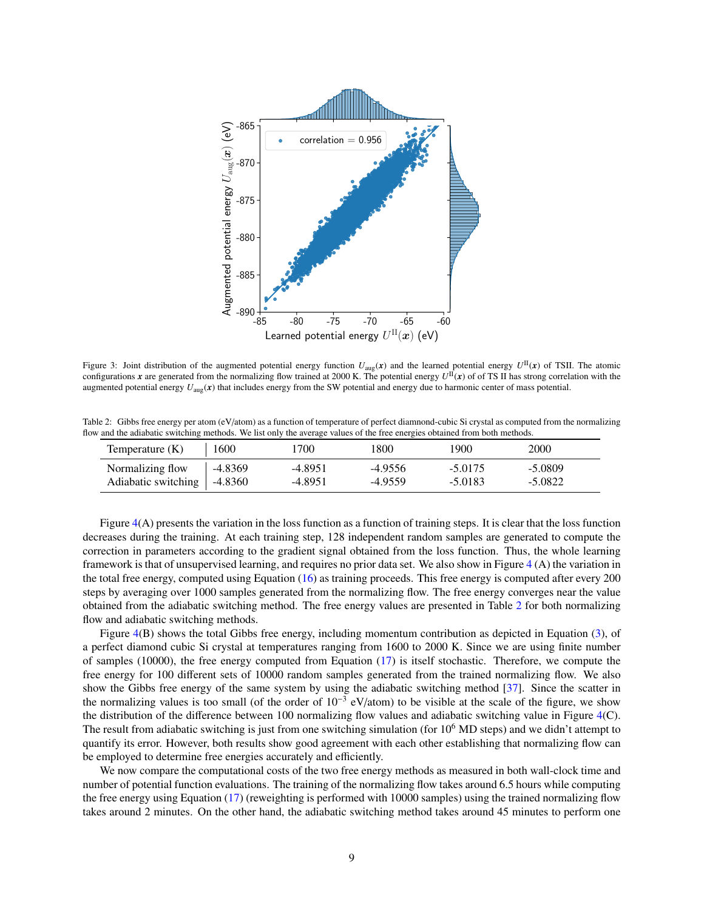Figure 3: Joint distribution of the augmented potential energy function $U_{\text{aug}}(\boldsymbol{x})$ and the learned potential energy $U^{\text{II}}(\boldsymbol{x})$ of TSII. The atomic configurations $\boldsymbol{x}$ are generated from the normalizing flow trained at 2000 K. The potential energy $U^{\text{II}}(\boldsymbol{x})$ of of TS II has strong correlation with the augmented potential energy $U_{\text{aug}}(\boldsymbol{x})$ that includes energy from the SW potential and energy due to harmonic center of mass potential.

Table 2: Gibbs free energy per atom (eV/atom) as a function of temperature of perfect diamond-cubic Si crystal as computed from the normalizing flow and the adiabatic switching methods. We list only the average values of the free energies obtained from both methods.

| Temperature (K) | 1600 | 1700 | 1800 | 1900 | 2000 |
|---|---|---|---|---|---|
| Normalizing flow | -4.8369 | -4.8951 | -4.9556 | -5.0175 | -5.0809 |
| Adiabatic switching | -4.8360 | -4.8951 | -4.9559 | -5.0183 | -5.0822 |

Figure 4(A) presents the variation in the loss function as a function of training steps. It is clear that the loss function decreases during the training. At each training step, 128 independent random samples are generated to compute the correction in parameters according to the gradient signal obtained from the loss function. Thus, the whole learning framework is that of unsupervised learning, and requires no prior data set. We also show in Figure 4 (A) the variation in the total free energy, computed using Equation (16) as training proceeds. This free energy is computed after every 200 steps by averaging over 1000 samples generated from the normalizing flow. The free energy converges near the value obtained from the adiabatic switching method. The free energy values are presented in Table 2 for both normalizing flow and adiabatic switching methods.

Figure 4(B) shows the total Gibbs free energy, including momentum contribution as depicted in Equation (3), of a perfect diamond cubic Si crystal at temperatures ranging from 1600 to 2000 K. Since we are using finite number of samples (10000), the free energy computed from Equation (17) is itself stochastic. Therefore, we compute the free energy for 100 different sets of 10000 random samples generated from the trained normalizing flow. We also show the Gibbs free energy of the same system by using the adiabatic switching method [37]. Since the scatter in the normalizing values is too small (of the order of $10^{-3}$ eV/atom) to be visible at the scale of the figure, we show the distribution of the difference between 100 normalizing flow values and adiabatic switching value in Figure 4(C). The result from adiabatic switching is just from one switching simulation (for $10^6$ MD steps) and we didn't attempt to quantify its error. However, both results show good agreement with each other establishing that normalizing flow can be employed to determine free energies accurately and efficiently.

We now compare the computational costs of the two free energy methods as measured in both wall-clock time and number of potential function evaluations. The training of the normalizing flow takes around 6.5 hours while computing the free energy using Equation (17) (reweighting is performed with 10000 samples) using the trained normalizing flow takes around 2 minutes. On the other hand, the adiabatic switching method takes around 45 minutes to perform one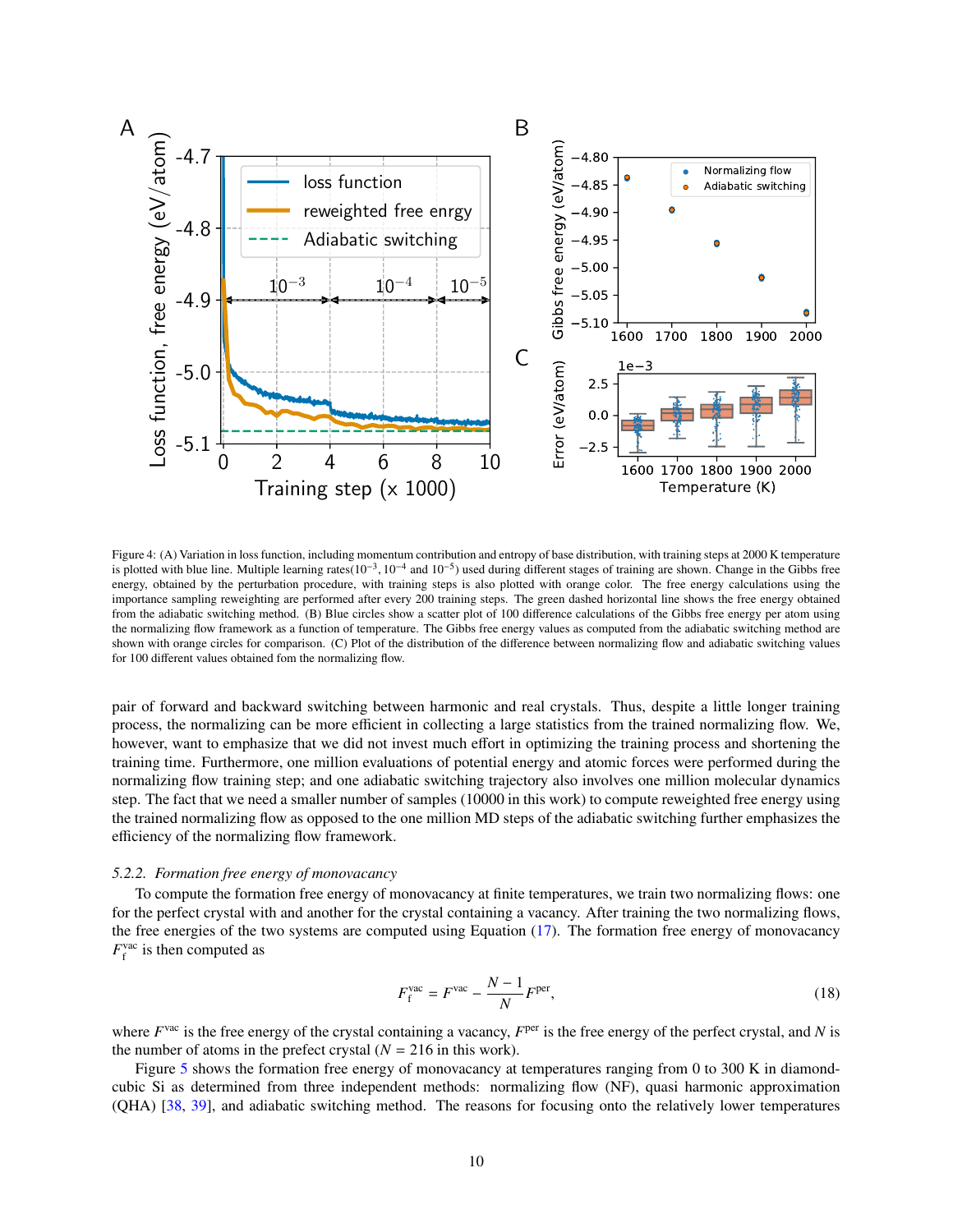Figure 4: (A) Variation in loss function, including momentum contribution and entropy of base distribution, with training steps at 2000 K temperature is plotted with blue line. Multiple learning rates($10^{-3}$, $10^{-4}$ and $10^{-5}$) used during different stages of training are shown. Change in the Gibbs free energy, obtained by the perturbation procedure, with training steps is also plotted with orange color. The free energy calculations using the importance sampling reweighting are performed after every 200 training steps. The green dashed horizontal line shows the free energy obtained from the adiabatic switching method. (B) Blue circles show a scatter plot of 100 difference calculations of the Gibbs free energy per atom using the normalizing flow framework as a function of temperature. The Gibbs free energy values as computed from the adiabatic switching method are shown with orange circles for comparison. (C) Plot of the distribution of the difference between normalizing flow and adiabatic switching values for 100 different values obtained fom the normalizing flow.

pair of forward and backward switching between harmonic and real crystals. Thus, despite a little longer training process, the normalizing can be more efficient in collecting a large statistics from the trained normalizing flow. We, however, want to emphasize that we did not invest much effort in optimizing the training process and shortening the training time. Furthermore, one million evaluations of potential energy and atomic forces were performed during the normalizing flow training step; and one adiabatic switching trajectory also involves one million molecular dynamics step. The fact that we need a smaller number of samples (10000 in this work) to compute reweighted free energy using the trained normalizing flow as opposed to the one million MD steps of the adiabatic switching further emphasizes the efficiency of the normalizing flow framework.

### 5.2.2. *Formation free energy of monovacancy*

To compute the formation free energy of monovacancy at finite temperatures, we train two normalizing flows: one for the perfect crystal with and another for the crystal containing a vacancy. After training the two normalizing flows, the free energies of the two systems are computed using Equation (17). The formation free energy of monovacancy $F_f^{vac}$ is then computed as

$$F_f^{vac} = F^{vac} - \frac{N-1}{N} F^{per}, \tag{18}$$

where $F^{vac}$ is the free energy of the crystal containing a vacancy, $F^{per}$ is the free energy of the perfect crystal, and $N$ is the number of atoms in the prefect crystal ($N$ = 216 in this work).

Figure 5 shows the formation free energy of monovacancy at temperatures ranging from 0 to 300 K in diamond-cubic Si as determined from three independent methods: normalizing flow (NF), quasi harmonic approximation (QHA) [38, 39], and adiabatic switching method. The reasons for focusing onto the relatively lower temperatures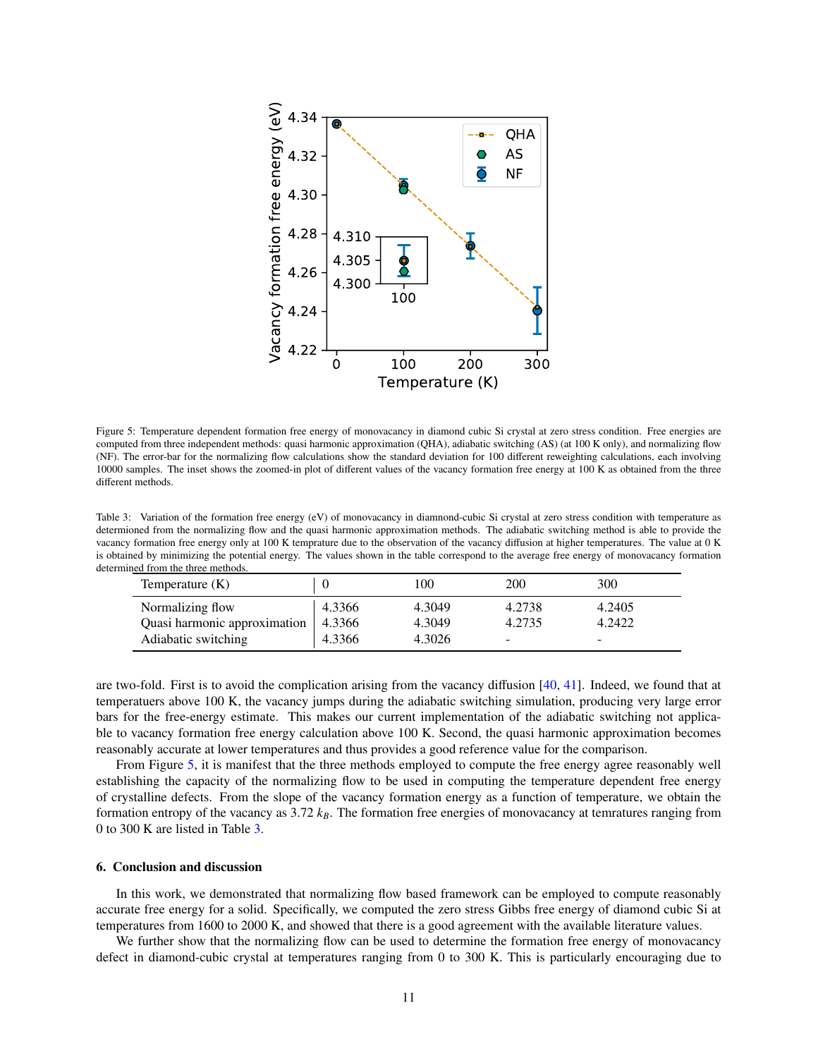Figure 5: Temperature dependent formation free energy of monovacancy in diamond cubic Si crystal at zero stress condition. Free energies are computed from three independent methods: quasi harmonic approximation (QHA), adiabatic switching (AS) (at 100 K only), and normalizing flow (NF). The error-bar for the normalizing flow calculations show the standard deviation for 100 different reweighting calculations, each involving 10000 samples. The inset shows the zoomed-in plot of different values of the vacancy formation free energy at 100 K as obtained from the three different methods.

Table 3: Variation of the formation free energy (eV) of monovacancy in diamnond-cubic Si crystal at zero stress condition with temperature as determioned from the normalizing flow and the quasi harmonic approximation methods. The adiabatic switching method is able to provide the vacancy formation free energy only at 100 K temprature due to the observation of the vacancy diffusion at higher temperatures. The value at 0 K is obtained by minimizing the potential energy. The values shown in the table correspond to the average free energy of monovacancy formation determined from the three methods.

| Temperature (K) | 0 | 100 | 200 | 300 |
|---|---|---|---|---|
| Normalizing flow | 4.3366 | 4.3049 | 4.2738 | 4.2405 |
| Quasi harmonic approximation | 4.3366 | 4.3049 | 4.2735 | 4.2422 |
| Adiabatic switching | 4.3366 | 4.3026 | - | - |

are two-fold. First is to avoid the complication arising from the vacancy diffusion [40, 41]. Indeed, we found that at temperatuers above 100 K, the vacancy jumps during the adiabatic switching simulation, producing very large error bars for the free-energy estimate. This makes our current implementation of the adiabatic switching not applicable to vacancy formation free energy calculation above 100 K. Second, the quasi harmonic approximation becomes reasonably accurate at lower temperatures and thus provides a good reference value for the comparison.

From Figure 5, it is manifest that the three methods employed to compute the free energy agree reasonably well establishing the capacity of the normalizing flow to be used in computing the temperature dependent free energy of crystalline defects. From the slope of the vacancy formation energy as a function of temperature, we obtain the formation entropy of the vacancy as 3.72 $k_B$. The formation free energies of monovacancy at temratures ranging from 0 to 300 K are listed in Table 3.

## 6. Conclusion and discussion

In this work, we demonstrated that normalizing flow based framework can be employed to compute reasonably accurate free energy for a solid. Specifically, we computed the zero stress Gibbs free energy of diamond cubic Si at temperatures from 1600 to 2000 K, and showed that there is a good agreement with the available literature values.

We further show that the normalizing flow can be used to determine the formation free energy of monovacancy defect in diamond-cubic crystal at temperatures ranging from 0 to 300 K. This is particularly encouraging due to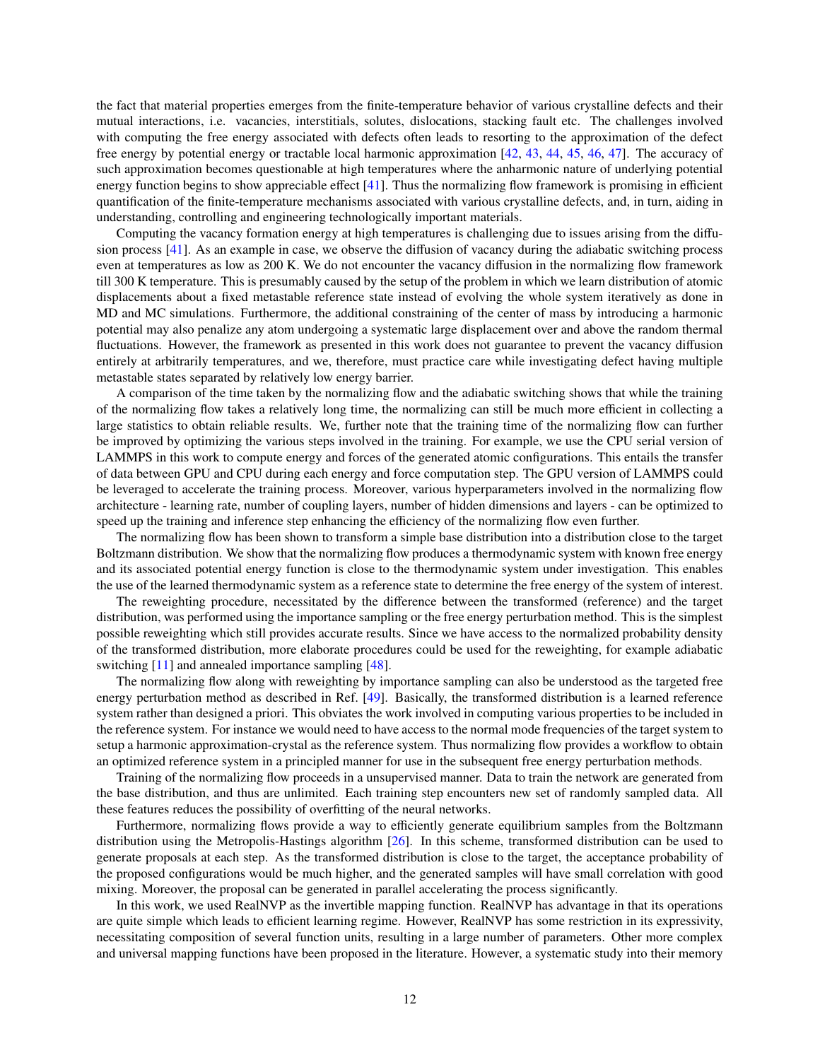the fact that material properties emerges from the finite-temperature behavior of various crystalline defects and their mutual interactions, i.e. vacancies, interstitials, solutes, dislocations, stacking fault etc. The challenges involved with computing the free energy associated with defects often leads to resorting to the approximation of the defect free energy by potential energy or tractable local harmonic approximation [42, 43, 44, 45, 46, 47]. The accuracy of such approximation becomes questionable at high temperatures where the anharmonic nature of underlying potential energy function begins to show appreciable effect [41]. Thus the normalizing flow framework is promising in efficient quantification of the finite-temperature mechanisms associated with various crystalline defects, and, in turn, aiding in understanding, controlling and engineering technologically important materials.

Computing the vacancy formation energy at high temperatures is challenging due to issues arising from the diffusion process [41]. As an example in case, we observe the diffusion of vacancy during the adiabatic switching process even at temperatures as low as 200 K. We do not encounter the vacancy diffusion in the normalizing flow framework till 300 K temperature. This is presumably caused by the setup of the problem in which we learn distribution of atomic displacements about a fixed metastable reference state instead of evolving the whole system iteratively as done in MD and MC simulations. Furthermore, the additional constraining of the center of mass by introducing a harmonic potential may also penalize any atom undergoing a systematic large displacement over and above the random thermal fluctuations. However, the framework as presented in this work does not guarantee to prevent the vacancy diffusion entirely at arbitrarily temperatures, and we, therefore, must practice care while investigating defect having multiple metastable states separated by relatively low energy barrier.

A comparison of the time taken by the normalizing flow and the adiabatic switching shows that while the training of the normalizing flow takes a relatively long time, the normalizing can still be much more efficient in collecting a large statistics to obtain reliable results. We, further note that the training time of the normalizing flow can further be improved by optimizing the various steps involved in the training. For example, we use the CPU serial version of LAMMPS in this work to compute energy and forces of the generated atomic configurations. This entails the transfer of data between GPU and CPU during each energy and force computation step. The GPU version of LAMMPS could be leveraged to accelerate the training process. Moreover, various hyperparameters involved in the normalizing flow architecture - learning rate, number of coupling layers, number of hidden dimensions and layers - can be optimized to speed up the training and inference step enhancing the efficiency of the normalizing flow even further.

The normalizing flow has been shown to transform a simple base distribution into a distribution close to the target Boltzmann distribution. We show that the normalizing flow produces a thermodynamic system with known free energy and its associated potential energy function is close to the thermodynamic system under investigation. This enables the use of the learned thermodynamic system as a reference state to determine the free energy of the system of interest.

The reweighting procedure, necessitated by the difference between the transformed (reference) and the target distribution, was performed using the importance sampling or the free energy perturbation method. This is the simplest possible reweighting which still provides accurate results. Since we have access to the normalized probability density of the transformed distribution, more elaborate procedures could be used for the reweighting, for example adiabatic switching [11] and annealed importance sampling [48].

The normalizing flow along with reweighting by importance sampling can also be understood as the targeted free energy perturbation method as described in Ref. [49]. Basically, the transformed distribution is a learned reference system rather than designed a priori. This obviates the work involved in computing various properties to be included in the reference system. For instance we would need to have access to the normal mode frequencies of the target system to setup a harmonic approximation-crystal as the reference system. Thus normalizing flow provides a workflow to obtain an optimized reference system in a principled manner for use in the subsequent free energy perturbation methods.

Training of the normalizing flow proceeds in a unsupervised manner. Data to train the network are generated from the base distribution, and thus are unlimited. Each training step encounters new set of randomly sampled data. All these features reduces the possibility of overfitting of the neural networks.

Furthermore, normalizing flows provide a way to efficiently generate equilibrium samples from the Boltzmann distribution using the Metropolis-Hastings algorithm [26]. In this scheme, transformed distribution can be used to generate proposals at each step. As the transformed distribution is close to the target, the acceptance probability of the proposed configurations would be much higher, and the generated samples will have small correlation with good mixing. Moreover, the proposal can be generated in parallel accelerating the process significantly.

In this work, we used RealNVP as the invertible mapping function. RealNVP has advantage in that its operations are quite simple which leads to efficient learning regime. However, RealNVP has some restriction in its expressivity, necessitating composition of several function units, resulting in a large number of parameters. Other more complex and universal mapping functions have been proposed in the literature. However, a systematic study into their memory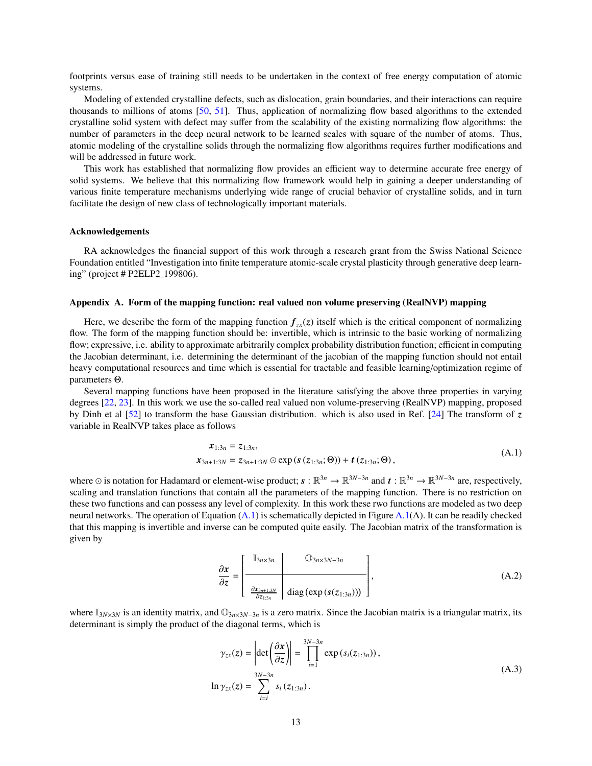footprints versus ease of training still needs to be undertaken in the context of free energy computation of atomic systems.

Modeling of extended crystalline defects, such as dislocation, grain boundaries, and their interactions can require thousands to millions of atoms [50, 51]. Thus, application of normalizing flow based algorithms to the extended crystalline solid system with defect may suffer from the scalability of the existing normalizing flow algorithms: the number of parameters in the deep neural network to be learned scales with square of the number of atoms. Thus, atomic modeling of the crystalline solids through the normalizing flow algorithms requires further modifications and will be addressed in future work.

This work has established that normalizing flow provides an efficient way to determine accurate free energy of solid systems. We believe that this normalizing flow framework would help in gaining a deeper understanding of various finite temperature mechanisms underlying wide range of crucial behavior of crystalline solids, and in turn facilitate the design of new class of technologically important materials.

#### Acknowledgements

RA acknowledges the financial support of this work through a research grant from the Swiss National Science Foundation entitled "Investigation into finite temperature atomic-scale crystal plasticity through generative deep learning" (project # P2ELP2_199806).

#### Appendix A. Form of the mapping function: real valued non volume preserving (RealNVP) mapping

Here, we describe the form of the mapping function $\boldsymbol{f}_{zx}(z)$ itself which is the critical component of normalizing flow. The form of the mapping function should be: invertible, which is intrinsic to the basic working of normalizing flow; expressive, i.e. ability to approximate arbitrarily complex probability distribution function; efficient in computing the Jacobian determinant, i.e. determining the determinant of the jacobian of the mapping function should not entail heavy computational resources and time which is essential for tractable and feasible learning/optimization regime of parameters $\Theta$.

Several mapping functions have been proposed in the literature satisfying the above three properties in varying degrees [22, 23]. In this work we use the so-called real valued non volume-preserving (RealNVP) mapping, proposed by Dinh et al [52] to transform the base Gaussian distribution. which is also used in Ref. [24] The transform of $z$ variable in RealNVP takes place as follows

$$
\begin{aligned}
\boldsymbol{x}_{1:3n} &= z_{1:3n}, \\
\boldsymbol{x}_{3n+1:3N} &= z_{3n+1:3N} \odot \exp\left(\boldsymbol{s}\left(z_{1:3n};\Theta\right)\right) + \boldsymbol{t}\left(z_{1:3n};\Theta\right),
\end{aligned}
\tag{A.1}
$$

where $\odot$ is notation for Hadamard or element-wise product; $\boldsymbol{s} : \mathbb{R}^{3n} \to \mathbb{R}^{3N-3n}$ and $\boldsymbol{t} : \mathbb{R}^{3n} \to \mathbb{R}^{3N-3n}$ are, respectively, scaling and translation functions that contain all the parameters of the mapping function. There is no restriction on these two functions and can possess any level of complexity. In this work these rwo functions are modeled as two deep neural networks. The operation of Equation (A.1) is schematically depicted in Figure A.1(A). It can be readily checked that this mapping is invertible and inverse can be computed quite easily. The Jacobian matrix of the transformation is given by

$$
\frac{\partial \boldsymbol{x}}{\partial z} = \left[\begin{array}{c|c}
\mathbb{I}_{3n\times 3n} & \mathbb{O}_{3n\times 3N-3n} \\
\hline
\frac{\partial \boldsymbol{x}_{3n+1:3N}}{\partial z_{1:3n}} & \operatorname{diag}\left(\exp\left(\boldsymbol{s}(z_{1:3n})\right)\right)
\end{array}\right],
\tag{A.2}
$$

where $\mathbb{I}_{3N\times 3N}$ is an identity matrix, and $\mathbb{O}_{3n\times 3N-3n}$ is a zero matrix. Since the Jacobian matrix is a triangular matrix, its determinant is simply the product of the diagonal terms, which is

$$
\begin{aligned}
\gamma_{zx}(z) &= \left|\det\left(\frac{\partial \boldsymbol{x}}{\partial z}\right)\right| = \prod_{i=1}^{3N-3n} \exp\left(s_i(z_{1:3n})\right), \\
\ln \gamma_{zx}(z) &= \sum_{i=i}^{3N-3n} s_i\left(z_{1:3n}\right).
\end{aligned}
\tag{A.3}
$$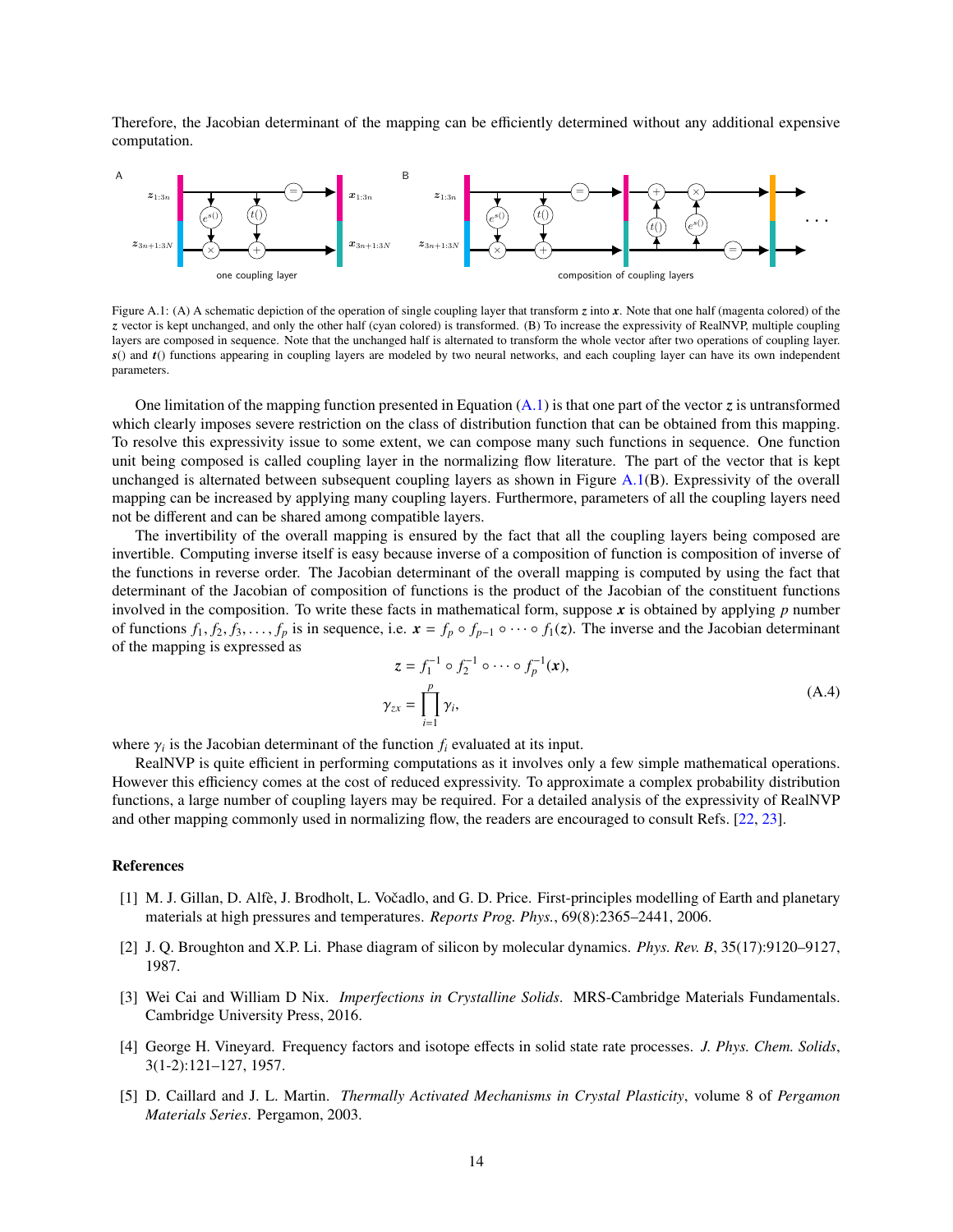Therefore, the Jacobian determinant of the mapping can be efficiently determined without any additional expensive computation.

Figure A.1: (A) A schematic depiction of the operation of single coupling layer that transform $\boldsymbol{z}$ into $\boldsymbol{x}$. Note that one half (magenta colored) of the $\boldsymbol{z}$ vector is kept unchanged, and only the other half (cyan colored) is transformed. (B) To increase the expressivity of RealNVP, multiple coupling layers are composed in sequence. Note that the unchanged half is alternated to transform the whole vector after two operations of coupling layer. $\boldsymbol{s}()$ and $\boldsymbol{t}()$ functions appearing in coupling layers are modeled by two neural networks, and each coupling layer can have its own independent parameters.

One limitation of the mapping function presented in Equation (A.1) is that one part of the vector $\boldsymbol{z}$ is untransformed which clearly imposes severe restriction on the class of distribution function that can be obtained from this mapping. To resolve this expressivity issue to some extent, we can compose many such functions in sequence. One function unit being composed is called coupling layer in the normalizing flow literature. The part of the vector that is kept unchanged is alternated between subsequent coupling layers as shown in Figure A.1(B). Expressivity of the overall mapping can be increased by applying many coupling layers. Furthermore, parameters of all the coupling layers need not be different and can be shared among compatible layers.

The invertibility of the overall mapping is ensured by the fact that all the coupling layers being composed are invertible. Computing inverse itself is easy because inverse of a composition of function is composition of inverse of the functions in reverse order. The Jacobian determinant of the overall mapping is computed by using the fact that determinant of the Jacobian of composition of functions is the product of the Jacobian of the constituent functions involved in the composition. To write these facts in mathematical form, suppose $\boldsymbol{x}$ is obtained by applying $p$ number of functions $f_1, f_2, f_3, \ldots, f_p$ is in sequence, i.e. $\boldsymbol{x} = f_p \circ f_{p-1} \circ \cdots \circ f_1(\boldsymbol{z})$. The inverse and the Jacobian determinant of the mapping is expressed as

$$
\begin{aligned}
\boldsymbol{z} &= f_1^{-1} \circ f_2^{-1} \circ \cdots \circ f_p^{-1}(\boldsymbol{x}), \\
\gamma_{zx} &= \prod_{i=1}^{p} \gamma_i,
\end{aligned}
\tag{A.4}
$$

where $\gamma_i$ is the Jacobian determinant of the function $f_i$ evaluated at its input.

RealNVP is quite efficient in performing computations as it involves only a few simple mathematical operations. However this efficiency comes at the cost of reduced expressivity. To approximate a complex probability distribution functions, a large number of coupling layers may be required. For a detailed analysis of the expressivity of RealNVP and other mapping commonly used in normalizing flow, the readers are encouraged to consult Refs. [22, 23].

## References

[1] M. J. Gillan, D. Alfè, J. Brodholt, L. Vočadlo, and G. D. Price. First-principles modelling of Earth and planetary materials at high pressures and temperatures. *Reports Prog. Phys.*, 69(8):2365–2441, 2006.

[2] J. Q. Broughton and X.P. Li. Phase diagram of silicon by molecular dynamics. *Phys. Rev. B*, 35(17):9120–9127, 1987.

[3] Wei Cai and William D Nix. *Imperfections in Crystalline Solids*. MRS-Cambridge Materials Fundamentals. Cambridge University Press, 2016.

[4] George H. Vineyard. Frequency factors and isotope effects in solid state rate processes. *J. Phys. Chem. Solids*, 3(1-2):121–127, 1957.

[5] D. Caillard and J. L. Martin. *Thermally Activated Mechanisms in Crystal Plasticity*, volume 8 of *Pergamon Materials Series*. Pergamon, 2003.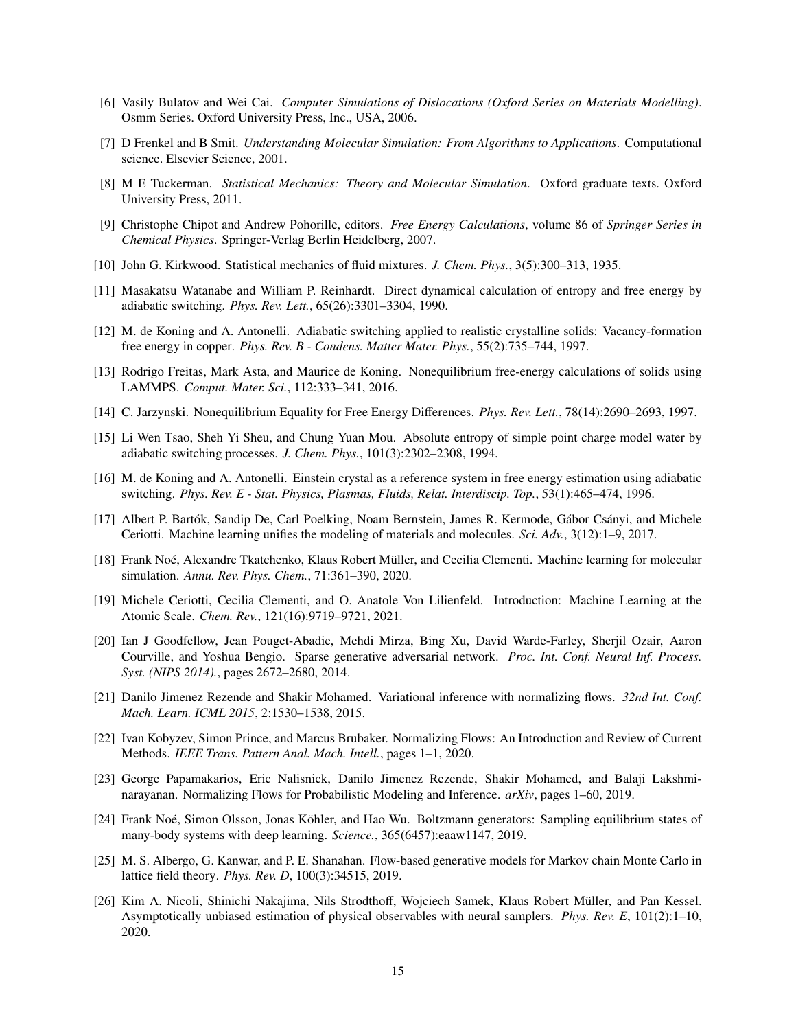[6] Vasily Bulatov and Wei Cai. *Computer Simulations of Dislocations (Oxford Series on Materials Modelling)*. Osmm Series. Oxford University Press, Inc., USA, 2006.

[7] D Frenkel and B Smit. *Understanding Molecular Simulation: From Algorithms to Applications*. Computational science. Elsevier Science, 2001.

[8] M E Tuckerman. *Statistical Mechanics: Theory and Molecular Simulation*. Oxford graduate texts. Oxford University Press, 2011.

[9] Christophe Chipot and Andrew Pohorille, editors. *Free Energy Calculations*, volume 86 of *Springer Series in Chemical Physics*. Springer-Verlag Berlin Heidelberg, 2007.

[10] John G. Kirkwood. Statistical mechanics of fluid mixtures. *J. Chem. Phys.*, 3(5):300–313, 1935.

[11] Masakatsu Watanabe and William P. Reinhardt. Direct dynamical calculation of entropy and free energy by adiabatic switching. *Phys. Rev. Lett.*, 65(26):3301–3304, 1990.

[12] M. de Koning and A. Antonelli. Adiabatic switching applied to realistic crystalline solids: Vacancy-formation free energy in copper. *Phys. Rev. B - Condens. Matter Mater. Phys.*, 55(2):735–744, 1997.

[13] Rodrigo Freitas, Mark Asta, and Maurice de Koning. Nonequilibrium free-energy calculations of solids using LAMMPS. *Comput. Mater. Sci.*, 112:333–341, 2016.

[14] C. Jarzynski. Nonequilibrium Equality for Free Energy Differences. *Phys. Rev. Lett.*, 78(14):2690–2693, 1997.

[15] Li Wen Tsao, Sheh Yi Sheu, and Chung Yuan Mou. Absolute entropy of simple point charge model water by adiabatic switching processes. *J. Chem. Phys.*, 101(3):2302–2308, 1994.

[16] M. de Koning and A. Antonelli. Einstein crystal as a reference system in free energy estimation using adiabatic switching. *Phys. Rev. E - Stat. Physics, Plasmas, Fluids, Relat. Interdiscip. Top.*, 53(1):465–474, 1996.

[17] Albert P. Bartók, Sandip De, Carl Poelking, Noam Bernstein, James R. Kermode, Gábor Csányi, and Michele Ceriotti. Machine learning unifies the modeling of materials and molecules. *Sci. Adv.*, 3(12):1–9, 2017.

[18] Frank Noé, Alexandre Tkatchenko, Klaus Robert Müller, and Cecilia Clementi. Machine learning for molecular simulation. *Annu. Rev. Phys. Chem.*, 71:361–390, 2020.

[19] Michele Ceriotti, Cecilia Clementi, and O. Anatole Von Lilienfeld. Introduction: Machine Learning at the Atomic Scale. *Chem. Rev.*, 121(16):9719–9721, 2021.

[20] Ian J Goodfellow, Jean Pouget-Abadie, Mehdi Mirza, Bing Xu, David Warde-Farley, Sherjil Ozair, Aaron Courville, and Yoshua Bengio. Sparse generative adversarial network. *Proc. Int. Conf. Neural Inf. Process. Syst. (NIPS 2014).*, pages 2672–2680, 2014.

[21] Danilo Jimenez Rezende and Shakir Mohamed. Variational inference with normalizing flows. *32nd Int. Conf. Mach. Learn. ICML 2015*, 2:1530–1538, 2015.

[22] Ivan Kobyzev, Simon Prince, and Marcus Brubaker. Normalizing Flows: An Introduction and Review of Current Methods. *IEEE Trans. Pattern Anal. Mach. Intell.*, pages 1–1, 2020.

[23] George Papamakarios, Eric Nalisnick, Danilo Jimenez Rezende, Shakir Mohamed, and Balaji Lakshminarayanan. Normalizing Flows for Probabilistic Modeling and Inference. *arXiv*, pages 1–60, 2019.

[24] Frank Noé, Simon Olsson, Jonas Köhler, and Hao Wu. Boltzmann generators: Sampling equilibrium states of many-body systems with deep learning. *Science.*, 365(6457):eaaw1147, 2019.

[25] M. S. Albergo, G. Kanwar, and P. E. Shanahan. Flow-based generative models for Markov chain Monte Carlo in lattice field theory. *Phys. Rev. D*, 100(3):34515, 2019.

[26] Kim A. Nicoli, Shinichi Nakajima, Nils Strodthoff, Wojciech Samek, Klaus Robert Müller, and Pan Kessel. Asymptotically unbiased estimation of physical observables with neural samplers. *Phys. Rev. E*, 101(2):1–10, 2020.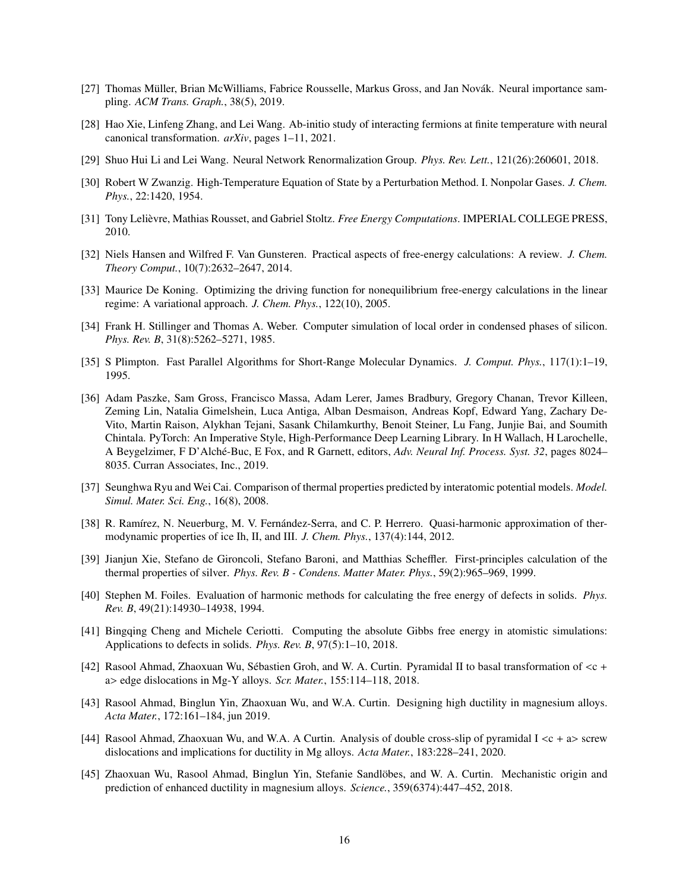[27] Thomas Müller, Brian McWilliams, Fabrice Rousselle, Markus Gross, and Jan Novák. Neural importance sampling. *ACM Trans. Graph.*, 38(5), 2019.

[28] Hao Xie, Linfeng Zhang, and Lei Wang. Ab-initio study of interacting fermions at finite temperature with neural canonical transformation. *arXiv*, pages 1–11, 2021.

[29] Shuo Hui Li and Lei Wang. Neural Network Renormalization Group. *Phys. Rev. Lett.*, 121(26):260601, 2018.

[30] Robert W Zwanzig. High-Temperature Equation of State by a Perturbation Method. I. Nonpolar Gases. *J. Chem. Phys.*, 22:1420, 1954.

[31] Tony Lelièvre, Mathias Rousset, and Gabriel Stoltz. *Free Energy Computations*. IMPERIAL COLLEGE PRESS, 2010.

[32] Niels Hansen and Wilfred F. Van Gunsteren. Practical aspects of free-energy calculations: A review. *J. Chem. Theory Comput.*, 10(7):2632–2647, 2014.

[33] Maurice De Koning. Optimizing the driving function for nonequilibrium free-energy calculations in the linear regime: A variational approach. *J. Chem. Phys.*, 122(10), 2005.

[34] Frank H. Stillinger and Thomas A. Weber. Computer simulation of local order in condensed phases of silicon. *Phys. Rev. B*, 31(8):5262–5271, 1985.

[35] S Plimpton. Fast Parallel Algorithms for Short-Range Molecular Dynamics. *J. Comput. Phys.*, 117(1):1–19, 1995.

[36] Adam Paszke, Sam Gross, Francisco Massa, Adam Lerer, James Bradbury, Gregory Chanan, Trevor Killeen, Zeming Lin, Natalia Gimelshein, Luca Antiga, Alban Desmaison, Andreas Kopf, Edward Yang, Zachary DeVito, Martin Raison, Alykhan Tejani, Sasank Chilamkurthy, Benoit Steiner, Lu Fang, Junjie Bai, and Soumith Chintala. PyTorch: An Imperative Style, High-Performance Deep Learning Library. In H Wallach, H Larochelle, A Beygelzimer, F D'Alché-Buc, E Fox, and R Garnett, editors, *Adv. Neural Inf. Process. Syst. 32*, pages 8024–8035. Curran Associates, Inc., 2019.

[37] Seunghwa Ryu and Wei Cai. Comparison of thermal properties predicted by interatomic potential models. *Model. Simul. Mater. Sci. Eng.*, 16(8), 2008.

[38] R. Ramírez, N. Neuerburg, M. V. Fernández-Serra, and C. P. Herrero. Quasi-harmonic approximation of thermodynamic properties of ice Ih, II, and III. *J. Chem. Phys.*, 137(4):144, 2012.

[39] Jianjun Xie, Stefano de Gironcoli, Stefano Baroni, and Matthias Scheffler. First-principles calculation of the thermal properties of silver. *Phys. Rev. B - Condens. Matter Mater. Phys.*, 59(2):965–969, 1999.

[40] Stephen M. Foiles. Evaluation of harmonic methods for calculating the free energy of defects in solids. *Phys. Rev. B*, 49(21):14930–14938, 1994.

[41] Bingqing Cheng and Michele Ceriotti. Computing the absolute Gibbs free energy in atomistic simulations: Applications to defects in solids. *Phys. Rev. B*, 97(5):1–10, 2018.

[42] Rasool Ahmad, Zhaoxuan Wu, Sébastien Groh, and W. A. Curtin. Pyramidal II to basal transformation of <c + a> edge dislocations in Mg-Y alloys. *Scr. Mater.*, 155:114–118, 2018.

[43] Rasool Ahmad, Binglun Yin, Zhaoxuan Wu, and W.A. Curtin. Designing high ductility in magnesium alloys. *Acta Mater.*, 172:161–184, jun 2019.

[44] Rasool Ahmad, Zhaoxuan Wu, and W.A. A Curtin. Analysis of double cross-slip of pyramidal I <c + a> screw dislocations and implications for ductility in Mg alloys. *Acta Mater.*, 183:228–241, 2020.

[45] Zhaoxuan Wu, Rasool Ahmad, Binglun Yin, Stefanie Sandlöbes, and W. A. Curtin. Mechanistic origin and prediction of enhanced ductility in magnesium alloys. *Science.*, 359(6374):447–452, 2018.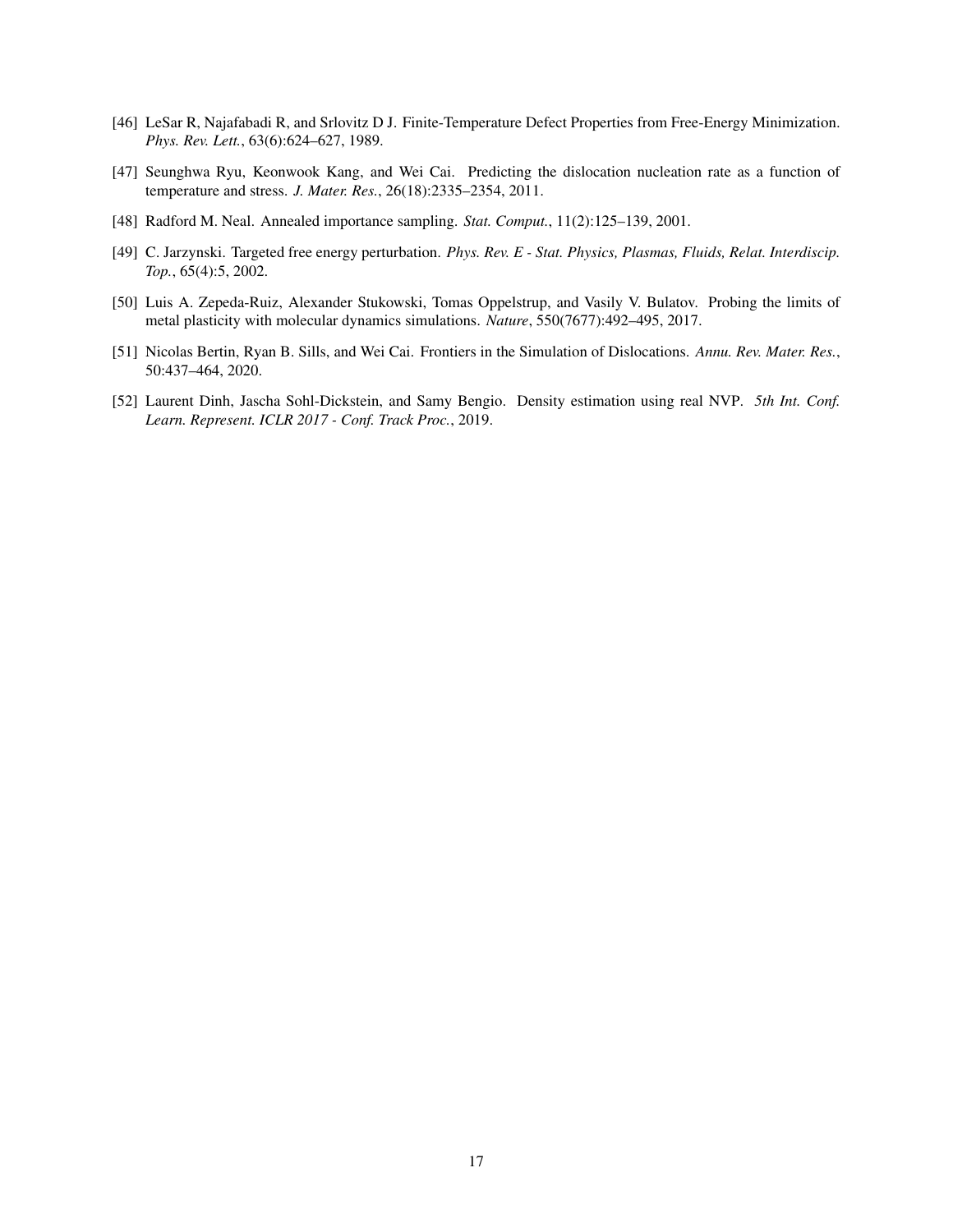[46] LeSar R, Najafabadi R, and Srlovitz D J. Finite-Temperature Defect Properties from Free-Energy Minimization. *Phys. Rev. Lett.*, 63(6):624–627, 1989.

[47] Seunghwa Ryu, Keonwook Kang, and Wei Cai. Predicting the dislocation nucleation rate as a function of temperature and stress. *J. Mater. Res.*, 26(18):2335–2354, 2011.

[48] Radford M. Neal. Annealed importance sampling. *Stat. Comput.*, 11(2):125–139, 2001.

[49] C. Jarzynski. Targeted free energy perturbation. *Phys. Rev. E - Stat. Physics, Plasmas, Fluids, Relat. Interdiscip. Top.*, 65(4):5, 2002.

[50] Luis A. Zepeda-Ruiz, Alexander Stukowski, Tomas Oppelstrup, and Vasily V. Bulatov. Probing the limits of metal plasticity with molecular dynamics simulations. *Nature*, 550(7677):492–495, 2017.

[51] Nicolas Bertin, Ryan B. Sills, and Wei Cai. Frontiers in the Simulation of Dislocations. *Annu. Rev. Mater. Res.*, 50:437–464, 2020.

[52] Laurent Dinh, Jascha Sohl-Dickstein, and Samy Bengio. Density estimation using real NVP. *5th Int. Conf. Learn. Represent. ICLR 2017 - Conf. Track Proc.*, 2019.